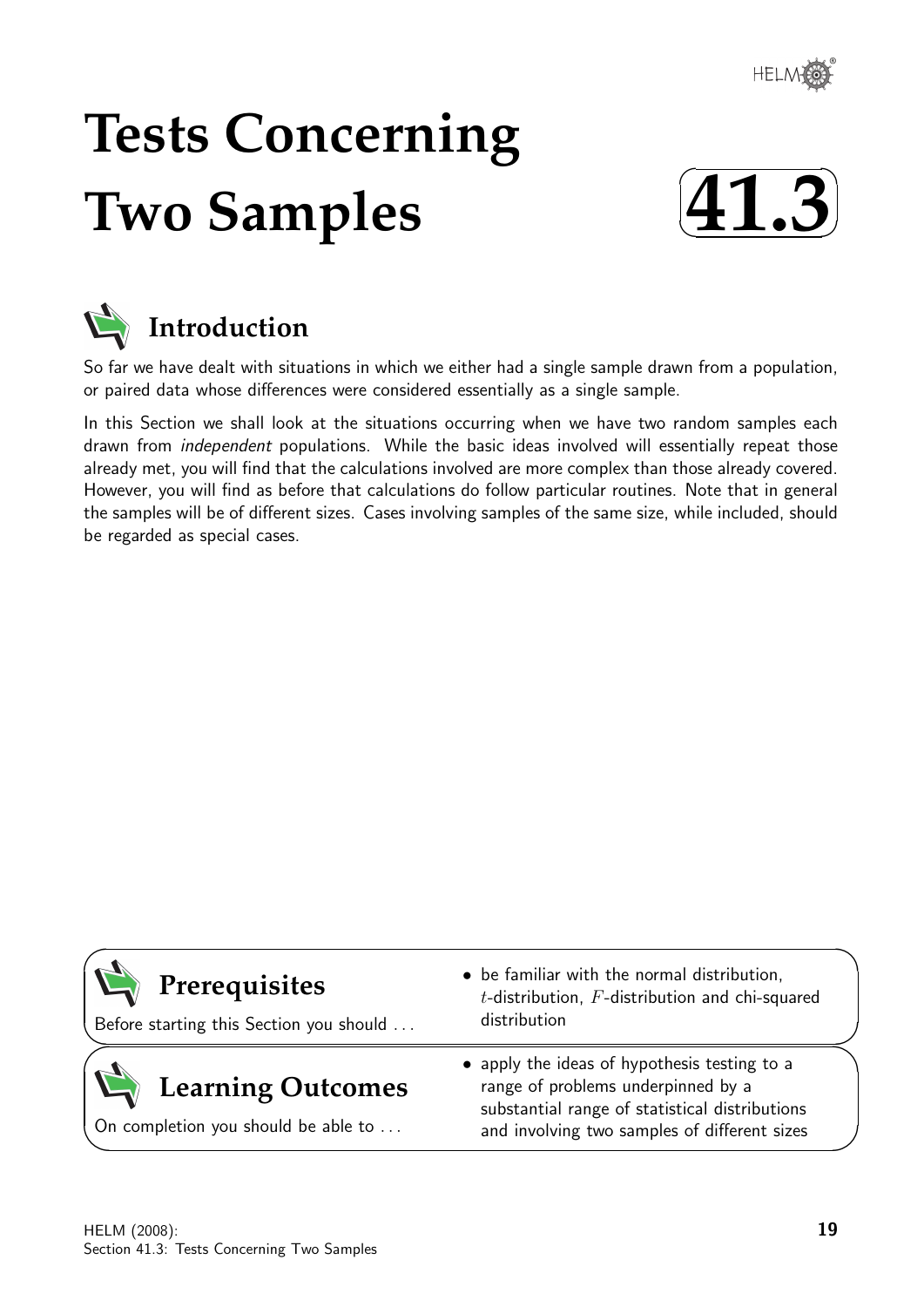# Tests Concerning Two Samples

# 41.3

## Introduction

So far we have dealt with situations in which we either had a single sample drawn from a population, or paired data whose differences were considered essentially as a single sample.

In this Section we shall look at the situations occurring when we have two random samples each drawn from *independent* populations. While the basic ideas involved will essentially repeat those already met, you will find that the calculations involved are more complex than those already covered. However, you will find as before that calculations do follow particular routines. Note that in general the samples will be of different sizes. Cases involving samples of the same size, while included, should be regarded as special cases.

## Prerequisites

Before starting this Section you should ...

- be familiar with the normal distribution, $t$-distribution, $F$-distribution and chi-squared distribution

## Learning Outcomes

On completion you should be able to ...

- apply the ideas of hypothesis testing to a range of problems underpinned by a substantial range of statistical distributions and involving two samples of different sizes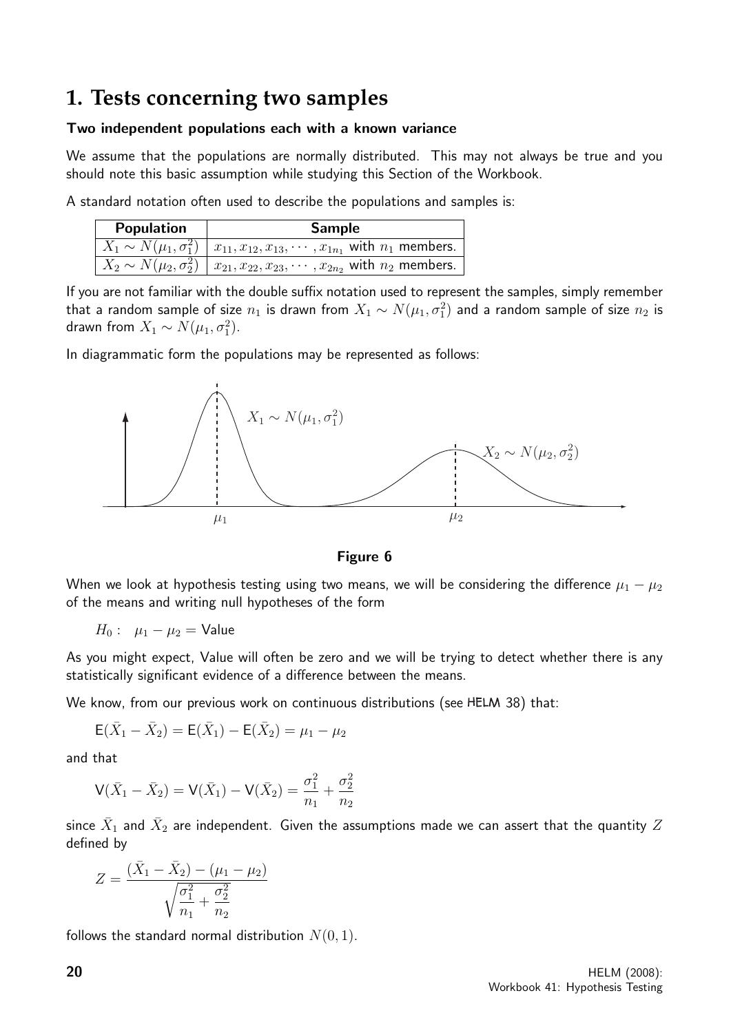# 1. Tests concerning two samples

### Two independent populations each with a known variance

We assume that the populations are normally distributed. This may not always be true and you should note this basic assumption while studying this Section of the Workbook.

A standard notation often used to describe the populations and samples is:

| Population | Sample |
|---|---|
| $X_1 \sim N(\mu_1, \sigma_1^2)$ | $x_{11}, x_{12}, x_{13}, \cdots, x_{1n_1}$ with $n_1$ members. |
| $X_2 \sim N(\mu_2, \sigma_2^2)$ | $x_{21}, x_{22}, x_{23}, \cdots, x_{2n_2}$ with $n_2$ members. |

If you are not familiar with the double suffix notation used to represent the samples, simply remember that a random sample of size $n_1$ is drawn from $X_1 \sim N(\mu_1, \sigma_1^2)$ and a random sample of size $n_2$ is drawn from $X_1 \sim N(\mu_1, \sigma_1^2)$.

In diagrammatic form the populations may be represented as follows:

**Figure 6**

When we look at hypothesis testing using two means, we will be considering the difference $\mu_1 - \mu_2$ of the means and writing null hypotheses of the form

$$H_0: \quad \mu_1 - \mu_2 = \text{Value}$$

As you might expect, Value will often be zero and we will be trying to detect whether there is any statistically significant evidence of a difference between the means.

We know, from our previous work on continuous distributions (see HELM 38) that:

$$\mathsf{E}(\bar{X}_1 - \bar{X}_2) = \mathsf{E}(\bar{X}_1) - \mathsf{E}(\bar{X}_2) = \mu_1 - \mu_2$$

and that

$$\mathsf{V}(\bar{X}_1 - \bar{X}_2) = \mathsf{V}(\bar{X}_1) - \mathsf{V}(\bar{X}_2) = \frac{\sigma_1^2}{n_1} + \frac{\sigma_2^2}{n_2}$$

since $\bar{X}_1$ and $\bar{X}_2$ are independent. Given the assumptions made we can assert that the quantity $Z$ defined by

$$Z = \frac{(\bar{X}_1 - \bar{X}_2) - (\mu_1 - \mu_2)}{\sqrt{\dfrac{\sigma_1^2}{n_1} + \dfrac{\sigma_2^2}{n_2}}}$$

follows the standard normal distribution $N(0, 1)$.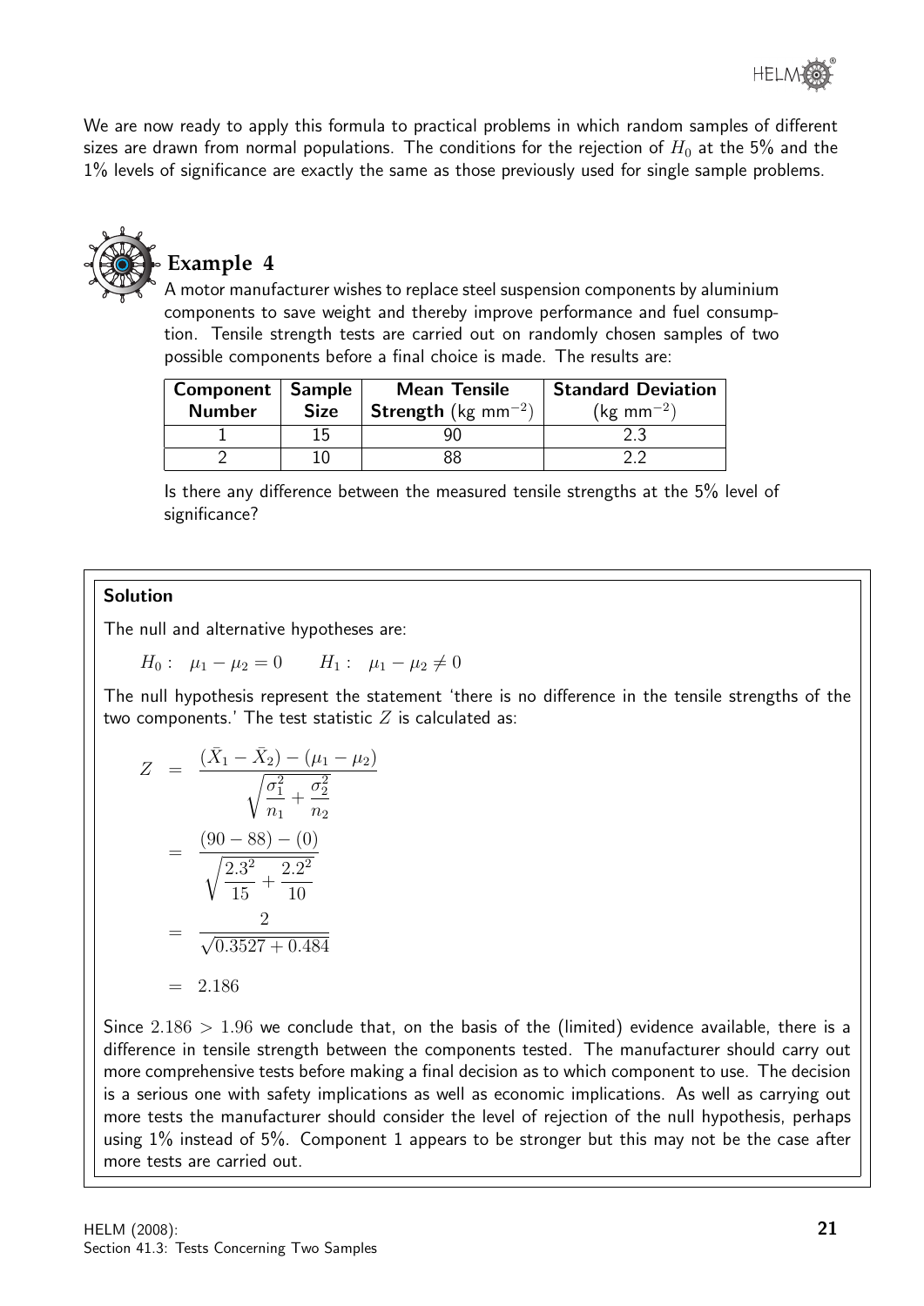We are now ready to apply this formula to practical problems in which random samples of different sizes are drawn from normal populations. The conditions for the rejection of $H_0$ at the 5% and the 1% levels of significance are exactly the same as those previously used for single sample problems.

## Example 4

A motor manufacturer wishes to replace steel suspension components by aluminium components to save weight and thereby improve performance and fuel consumption. Tensile strength tests are carried out on randomly chosen samples of two possible components before a final choice is made. The results are:

| Component Number | Sample Size | Mean Tensile Strength (kg mm$^{-2}$) | Standard Deviation (kg mm$^{-2}$) |
|---|---|---|---|
| 1 | 15 | 90 | 2.3 |
| 2 | 10 | 88 | 2.2 |

Is there any difference between the measured tensile strengths at the 5% level of significance?

### Solution

The null and alternative hypotheses are:

$$H_0: \quad \mu_1 - \mu_2 = 0 \qquad H_1: \quad \mu_1 - \mu_2 \neq 0$$

The null hypothesis represent the statement 'there is no difference in the tensile strengths of the two components.' The test statistic $Z$ is calculated as:

$$\begin{aligned} Z &= \frac{(\bar{X}_1 - \bar{X}_2) - (\mu_1 - \mu_2)}{\sqrt{\dfrac{\sigma_1^2}{n_1} + \dfrac{\sigma_2^2}{n_2}}} \\ &= \frac{(90 - 88) - (0)}{\sqrt{\dfrac{2.3^2}{15} + \dfrac{2.2^2}{10}}} \\ &= \frac{2}{\sqrt{0.3527 + 0.484}} \\ &= 2.186 \end{aligned}$$

Since $2.186 > 1.96$ we conclude that, on the basis of the (limited) evidence available, there is a difference in tensile strength between the components tested. The manufacturer should carry out more comprehensive tests before making a final decision as to which component to use. The decision is a serious one with safety implications as well as economic implications. As well as carrying out more tests the manufacturer should consider the level of rejection of the null hypothesis, perhaps using 1% instead of 5%. Component 1 appears to be stronger but this may not be the case after more tests are carried out.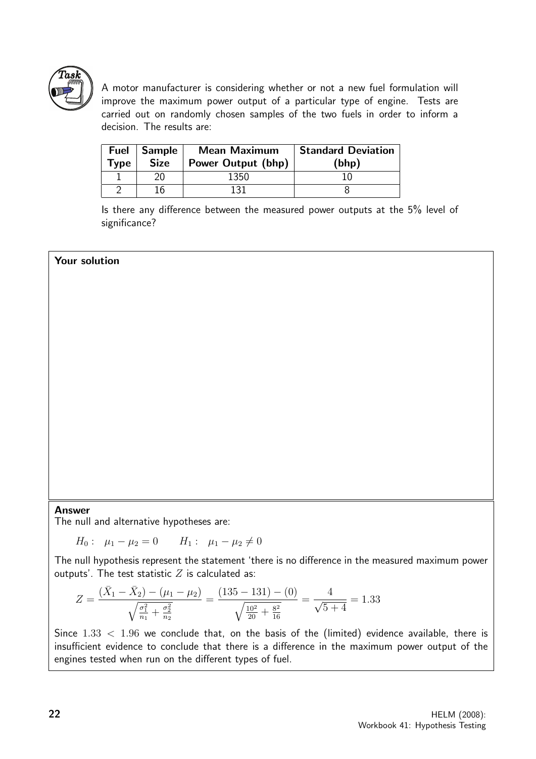**Task**

A motor manufacturer is considering whether or not a new fuel formulation will improve the maximum power output of a particular type of engine. Tests are carried out on randomly chosen samples of the two fuels in order to inform a decision. The results are:

| Fuel Type | Sample Size | Mean Maximum Power Output (bhp) | Standard Deviation (bhp) |
|---|---|---|---|
| 1 | 20 | 1350 | 10 |
| 2 | 16 | 131 | 8 |

Is there any difference between the measured power outputs at the 5% level of significance?

**Your solution**

**Answer**

The null and alternative hypotheses are:

$$H_0: \quad \mu_1 - \mu_2 = 0 \qquad H_1: \quad \mu_1 - \mu_2 \neq 0$$

The null hypothesis represent the statement 'there is no difference in the measured maximum power outputs'. The test statistic $Z$ is calculated as:

$$Z = \frac{(\bar{X}_1 - \bar{X}_2) - (\mu_1 - \mu_2)}{\sqrt{\frac{\sigma_1^2}{n_1} + \frac{\sigma_2^2}{n_2}}} = \frac{(135 - 131) - (0)}{\sqrt{\frac{10^2}{20} + \frac{8^2}{16}}} = \frac{4}{\sqrt{5+4}} = 1.33$$

Since $1.33 < 1.96$ we conclude that, on the basis of the (limited) evidence available, there is insufficient evidence to conclude that there is a difference in the maximum power output of the engines tested when run on the different types of fuel.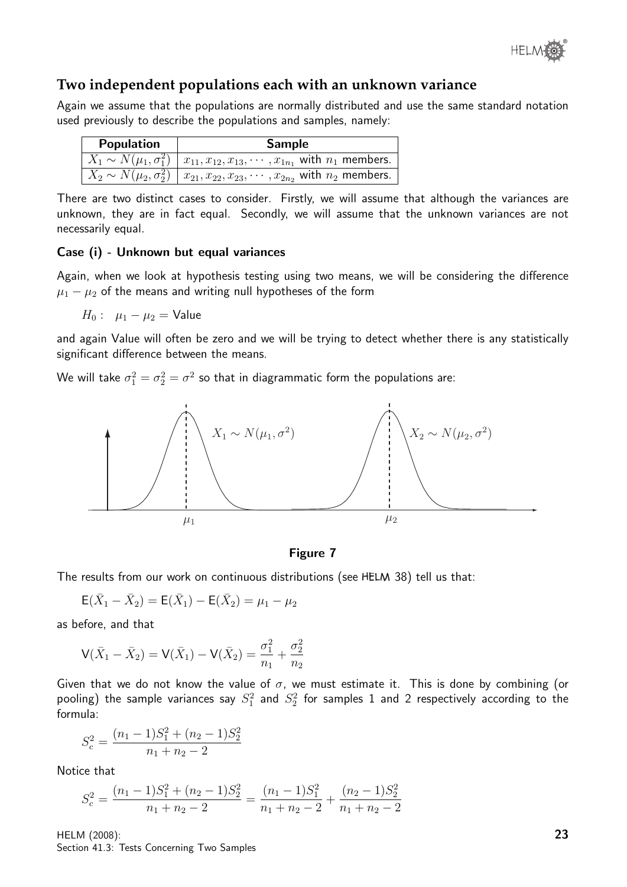## Two independent populations each with an unknown variance

Again we assume that the populations are normally distributed and use the same standard notation used previously to describe the populations and samples, namely:

| Population | Sample |
|---|---|
| $X_1 \sim N(\mu_1, \sigma_1^2)$ | $x_{11}, x_{12}, x_{13}, \cdots, x_{1n_1}$ with $n_1$ members. |
| $X_2 \sim N(\mu_2, \sigma_2^2)$ | $x_{21}, x_{22}, x_{23}, \cdots, x_{2n_2}$ with $n_2$ members. |

There are two distinct cases to consider. Firstly, we will assume that although the variances are unknown, they are in fact equal. Secondly, we will assume that the unknown variances are not necessarily equal.

### Case (i) - Unknown but equal variances

Again, when we look at hypothesis testing using two means, we will be considering the difference $\mu_1 - \mu_2$ of the means and writing null hypotheses of the form

$$H_0: \quad \mu_1 - \mu_2 = \text{Value}$$

and again Value will often be zero and we will be trying to detect whether there is any statistically significant difference between the means.

We will take $\sigma_1^2 = \sigma_2^2 = \sigma^2$ so that in diagrammatic form the populations are:

**Figure 7**

The results from our work on continuous distributions (see HELM 38) tell us that:

$$\mathsf{E}(\bar{X}_1 - \bar{X}_2) = \mathsf{E}(\bar{X}_1) - \mathsf{E}(\bar{X}_2) = \mu_1 - \mu_2$$

as before, and that

$$\mathsf{V}(\bar{X}_1 - \bar{X}_2) = \mathsf{V}(\bar{X}_1) - \mathsf{V}(\bar{X}_2) = \frac{\sigma_1^2}{n_1} + \frac{\sigma_2^2}{n_2}$$

Given that we do not know the value of $\sigma$, we must estimate it. This is done by combining (or pooling) the sample variances say $S_1^2$ and $S_2^2$ for samples 1 and 2 respectively according to the formula:

$$S_c^2 = \frac{(n_1 - 1)S_1^2 + (n_2 - 1)S_2^2}{n_1 + n_2 - 2}$$

Notice that

$$S_c^2 = \frac{(n_1 - 1)S_1^2 + (n_2 - 1)S_2^2}{n_1 + n_2 - 2} = \frac{(n_1 - 1)S_1^2}{n_1 + n_2 - 2} + \frac{(n_2 - 1)S_2^2}{n_1 + n_2 - 2}$$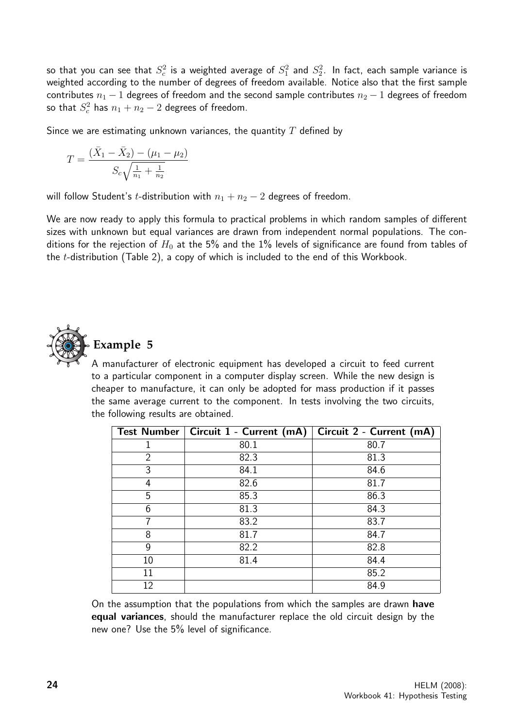so that you can see that $S_c^2$ is a weighted average of $S_1^2$ and $S_2^2$. In fact, each sample variance is weighted according to the number of degrees of freedom available. Notice also that the first sample contributes $n_1 - 1$ degrees of freedom and the second sample contributes $n_2 - 1$ degrees of freedom so that $S_c^2$ has $n_1 + n_2 - 2$ degrees of freedom.

Since we are estimating unknown variances, the quantity $T$ defined by

$$T = \frac{(\bar{X}_1 - \bar{X}_2) - (\mu_1 - \mu_2)}{S_c\sqrt{\frac{1}{n_1} + \frac{1}{n_2}}}$$

will follow Student's $t$-distribution with $n_1 + n_2 - 2$ degrees of freedom.

We are now ready to apply this formula to practical problems in which random samples of different sizes with unknown but equal variances are drawn from independent normal populations. The conditions for the rejection of $H_0$ at the 5% and the 1% levels of significance are found from tables of the $t$-distribution (Table 2), a copy of which is included to the end of this Workbook.

## Example 5

A manufacturer of electronic equipment has developed a circuit to feed current to a particular component in a computer display screen. While the new design is cheaper to manufacture, it can only be adopted for mass production if it passes the same average current to the component. In tests involving the two circuits, the following results are obtained.

| Test Number | Circuit 1 - Current (mA) | Circuit 2 - Current (mA) |
|---|---|---|
| 1 | 80.1 | 80.7 |
| 2 | 82.3 | 81.3 |
| 3 | 84.1 | 84.6 |
| 4 | 82.6 | 81.7 |
| 5 | 85.3 | 86.3 |
| 6 | 81.3 | 84.3 |
| 7 | 83.2 | 83.7 |
| 8 | 81.7 | 84.7 |
| 9 | 82.2 | 82.8 |
| 10 | 81.4 | 84.4 |
| 11 | | 85.2 |
| 12 | | 84.9 |

On the assumption that the populations from which the samples are drawn **have equal variances**, should the manufacturer replace the old circuit design by the new one? Use the 5% level of significance.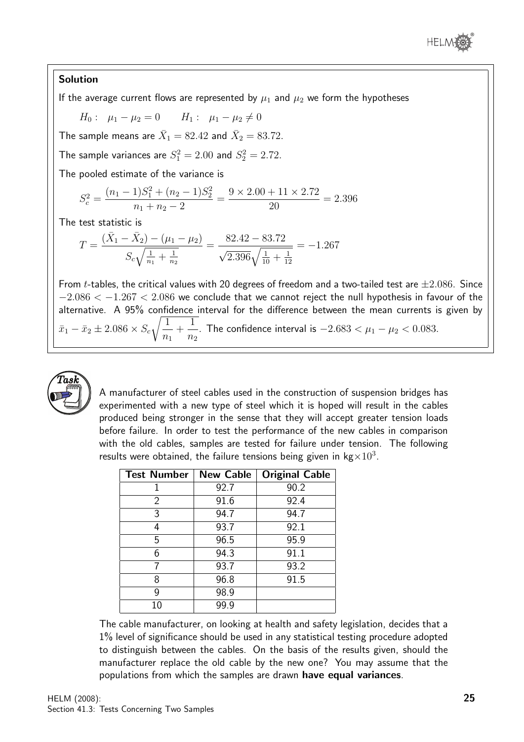**Solution**

If the average current flows are represented by $\mu_1$ and $\mu_2$ we form the hypotheses

$$H_0: \quad \mu_1 - \mu_2 = 0 \qquad H_1: \quad \mu_1 - \mu_2 \neq 0$$

The sample means are $\bar{X}_1 = 82.42$ and $\bar{X}_2 = 83.72$.

The sample variances are $S_1^2 = 2.00$ and $S_2^2 = 2.72$.

The pooled estimate of the variance is

$$S_c^2 = \frac{(n_1 - 1)S_1^2 + (n_2 - 1)S_2^2}{n_1 + n_2 - 2} = \frac{9 \times 2.00 + 11 \times 2.72}{20} = 2.396$$

The test statistic is

$$T = \frac{(\bar{X}_1 - \bar{X}_2) - (\mu_1 - \mu_2)}{S_c\sqrt{\frac{1}{n_1} + \frac{1}{n_2}}} = \frac{82.42 - 83.72}{\sqrt{2.396}\sqrt{\frac{1}{10} + \frac{1}{12}}} = -1.267$$

From $t$-tables, the critical values with 20 degrees of freedom and a two-tailed test are $\pm 2.086$. Since $-2.086 < -1.267 < 2.086$ we conclude that we cannot reject the null hypothesis in favour of the alternative. A 95% confidence interval for the difference between the mean currents is given by $\bar{x}_1 - \bar{x}_2 \pm 2.086 \times S_c\sqrt{\dfrac{1}{n_1} + \dfrac{1}{n_2}}$. The confidence interval is $-2.683 < \mu_1 - \mu_2 < 0.083$.

**Task**

A manufacturer of steel cables used in the construction of suspension bridges has experimented with a new type of steel which it is hoped will result in the cables produced being stronger in the sense that they will accept greater tension loads before failure. In order to test the performance of the new cables in comparison with the old cables, samples are tested for failure under tension. The following results were obtained, the failure tensions being given in kg$\times 10^3$.

| Test Number | New Cable | Original Cable |
|---|---|---|
| 1 | 92.7 | 90.2 |
| 2 | 91.6 | 92.4 |
| 3 | 94.7 | 94.7 |
| 4 | 93.7 | 92.1 |
| 5 | 96.5 | 95.9 |
| 6 | 94.3 | 91.1 |
| 7 | 93.7 | 93.2 |
| 8 | 96.8 | 91.5 |
| 9 | 98.9 | |
| 10 | 99.9 | |

The cable manufacturer, on looking at health and safety legislation, decides that a 1% level of significance should be used in any statistical testing procedure adopted to distinguish between the cables. On the basis of the results given, should the manufacturer replace the old cable by the new one? You may assume that the populations from which the samples are drawn **have equal variances**.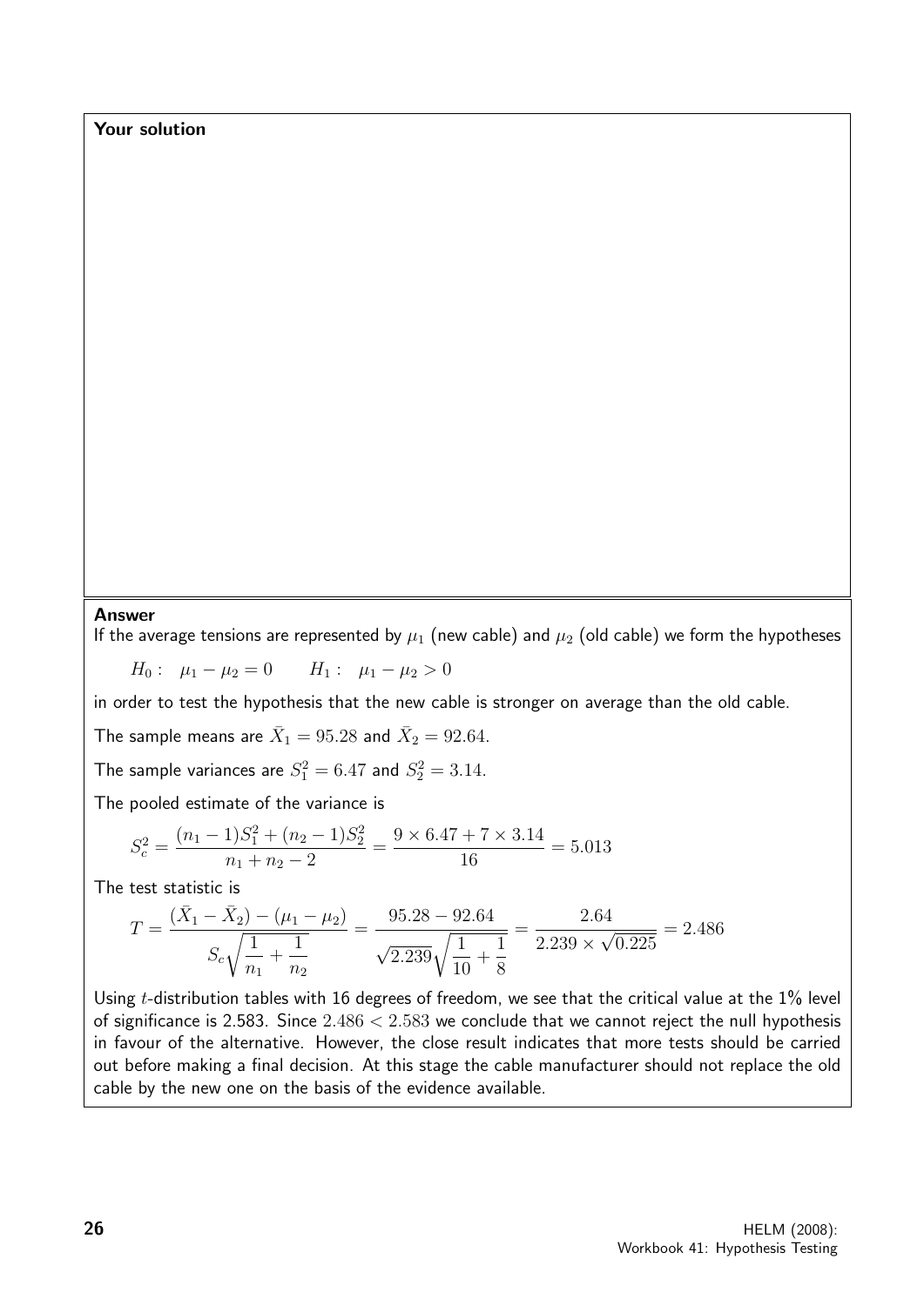**Your solution**

**Answer**

If the average tensions are represented by $\mu_1$ (new cable) and $\mu_2$ (old cable) we form the hypotheses

$$H_0: \quad \mu_1 - \mu_2 = 0 \qquad H_1: \quad \mu_1 - \mu_2 > 0$$

in order to test the hypothesis that the new cable is stronger on average than the old cable.

The sample means are $\bar{X}_1 = 95.28$ and $\bar{X}_2 = 92.64$.

The sample variances are $S_1^2 = 6.47$ and $S_2^2 = 3.14$.

The pooled estimate of the variance is

$$S_c^2 = \frac{(n_1 - 1)S_1^2 + (n_2 - 1)S_2^2}{n_1 + n_2 - 2} = \frac{9 \times 6.47 + 7 \times 3.14}{16} = 5.013$$

The test statistic is

$$T = \frac{(\bar{X}_1 - \bar{X}_2) - (\mu_1 - \mu_2)}{S_c\sqrt{\dfrac{1}{n_1} + \dfrac{1}{n_2}}} = \frac{95.28 - 92.64}{\sqrt{2.239}\sqrt{\dfrac{1}{10} + \dfrac{1}{8}}} = \frac{2.64}{2.239 \times \sqrt{0.225}} = 2.486$$

Using $t$-distribution tables with 16 degrees of freedom, we see that the critical value at the 1% level of significance is 2.583. Since $2.486 < 2.583$ we conclude that we cannot reject the null hypothesis in favour of the alternative. However, the close result indicates that more tests should be carried out before making a final decision. At this stage the cable manufacturer should not replace the old cable by the new one on the basis of the evidence available.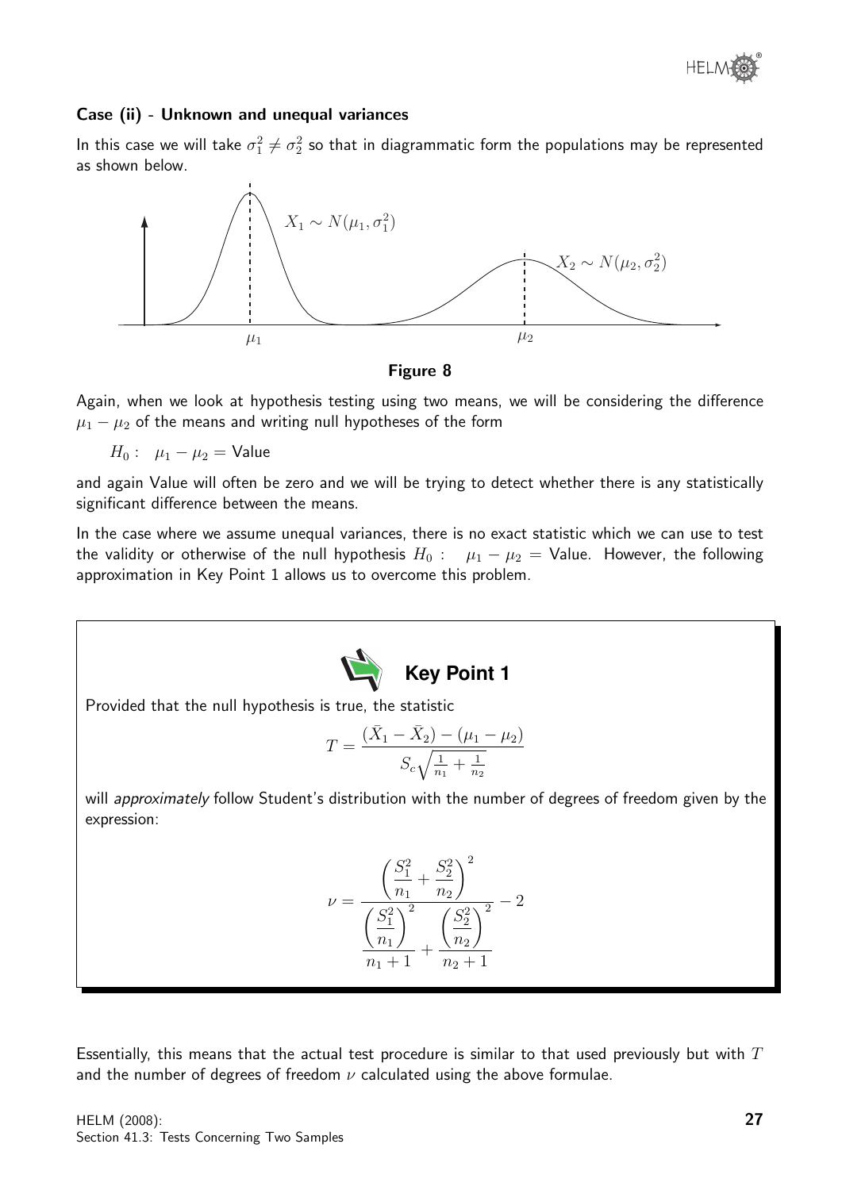### Case (ii) - Unknown and unequal variances

In this case we will take $\sigma_1^2 \neq \sigma_2^2$ so that in diagrammatic form the populations may be represented as shown below.

$X_1 \sim N(\mu_1, \sigma_1^2)$

$X_2 \sim N(\mu_2, \sigma_2^2)$

$\mu_1$ $\mu_2$

**Figure 8**

Again, when we look at hypothesis testing using two means, we will be considering the difference $\mu_1 - \mu_2$ of the means and writing null hypotheses of the form

$$H_0: \quad \mu_1 - \mu_2 = \text{Value}$$

and again Value will often be zero and we will be trying to detect whether there is any statistically significant difference between the means.

In the case where we assume unequal variances, there is no exact statistic which we can use to test the validity or otherwise of the null hypothesis $H_0: \quad \mu_1 - \mu_2 = \text{Value}$. However, the following approximation in Key Point 1 allows us to overcome this problem.

**Key Point 1**

Provided that the null hypothesis is true, the statistic

$$T = \frac{(\bar{X}_1 - \bar{X}_2) - (\mu_1 - \mu_2)}{S_c\sqrt{\frac{1}{n_1} + \frac{1}{n_2}}}$$

will *approximately* follow Student's distribution with the number of degrees of freedom given by the expression:

$$\nu = \frac{\left(\dfrac{S_1^2}{n_1} + \dfrac{S_2^2}{n_2}\right)^2}{\dfrac{\left(\dfrac{S_1^2}{n_1}\right)^2}{n_1 + 1} + \dfrac{\left(\dfrac{S_2^2}{n_2}\right)^2}{n_2 + 1}} - 2$$

Essentially, this means that the actual test procedure is similar to that used previously but with $T$ and the number of degrees of freedom $\nu$ calculated using the above formulae.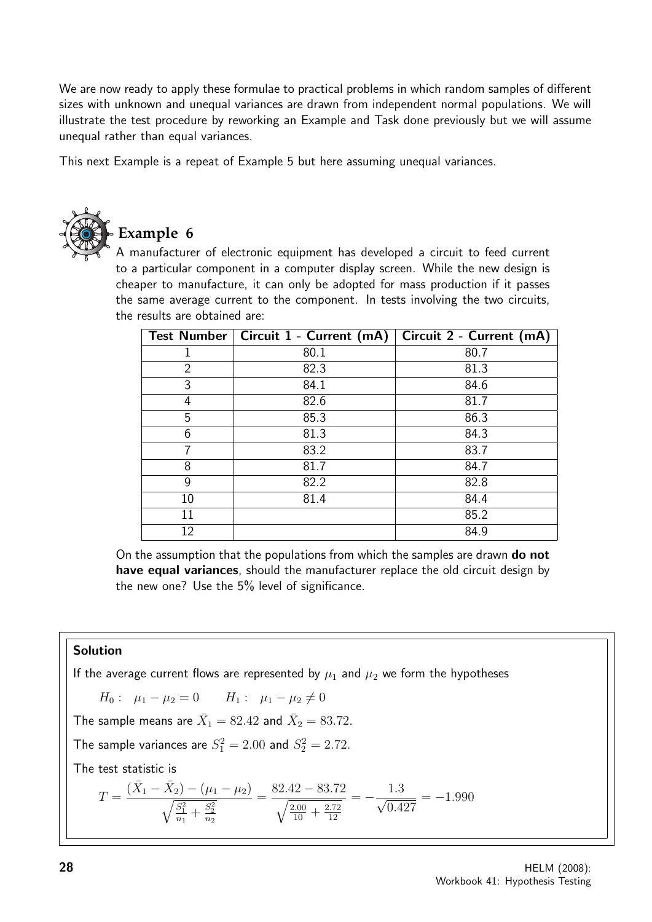We are now ready to apply these formulae to practical problems in which random samples of different sizes with unknown and unequal variances are drawn from independent normal populations. We will illustrate the test procedure by reworking an Example and Task done previously but we will assume unequal rather than equal variances.

This next Example is a repeat of Example 5 but here assuming unequal variances.

## Example 6

A manufacturer of electronic equipment has developed a circuit to feed current to a particular component in a computer display screen. While the new design is cheaper to manufacture, it can only be adopted for mass production if it passes the same average current to the component. In tests involving the two circuits, the results are obtained are:

| Test Number | Circuit 1 - Current (mA) | Circuit 2 - Current (mA) |
|---|---|---|
| 1 | 80.1 | 80.7 |
| 2 | 82.3 | 81.3 |
| 3 | 84.1 | 84.6 |
| 4 | 82.6 | 81.7 |
| 5 | 85.3 | 86.3 |
| 6 | 81.3 | 84.3 |
| 7 | 83.2 | 83.7 |
| 8 | 81.7 | 84.7 |
| 9 | 82.2 | 82.8 |
| 10 | 81.4 | 84.4 |
| 11 | | 85.2 |
| 12 | | 84.9 |

On the assumption that the populations from which the samples are drawn **do not have equal variances**, should the manufacturer replace the old circuit design by the new one? Use the 5% level of significance.

**Solution**

If the average current flows are represented by $\mu_1$ and $\mu_2$ we form the hypotheses

$$H_0: \quad \mu_1 - \mu_2 = 0 \qquad H_1: \quad \mu_1 - \mu_2 \neq 0$$

The sample means are $\bar{X}_1 = 82.42$ and $\bar{X}_2 = 83.72$.

The sample variances are $S_1^2 = 2.00$ and $S_2^2 = 2.72$.

The test statistic is

$$T = \frac{(\bar{X}_1 - \bar{X}_2) - (\mu_1 - \mu_2)}{\sqrt{\frac{S_1^2}{n_1} + \frac{S_2^2}{n_2}}} = \frac{82.42 - 83.72}{\sqrt{\frac{2.00}{10} + \frac{2.72}{12}}} = -\frac{1.3}{\sqrt{0.427}} = -1.990$$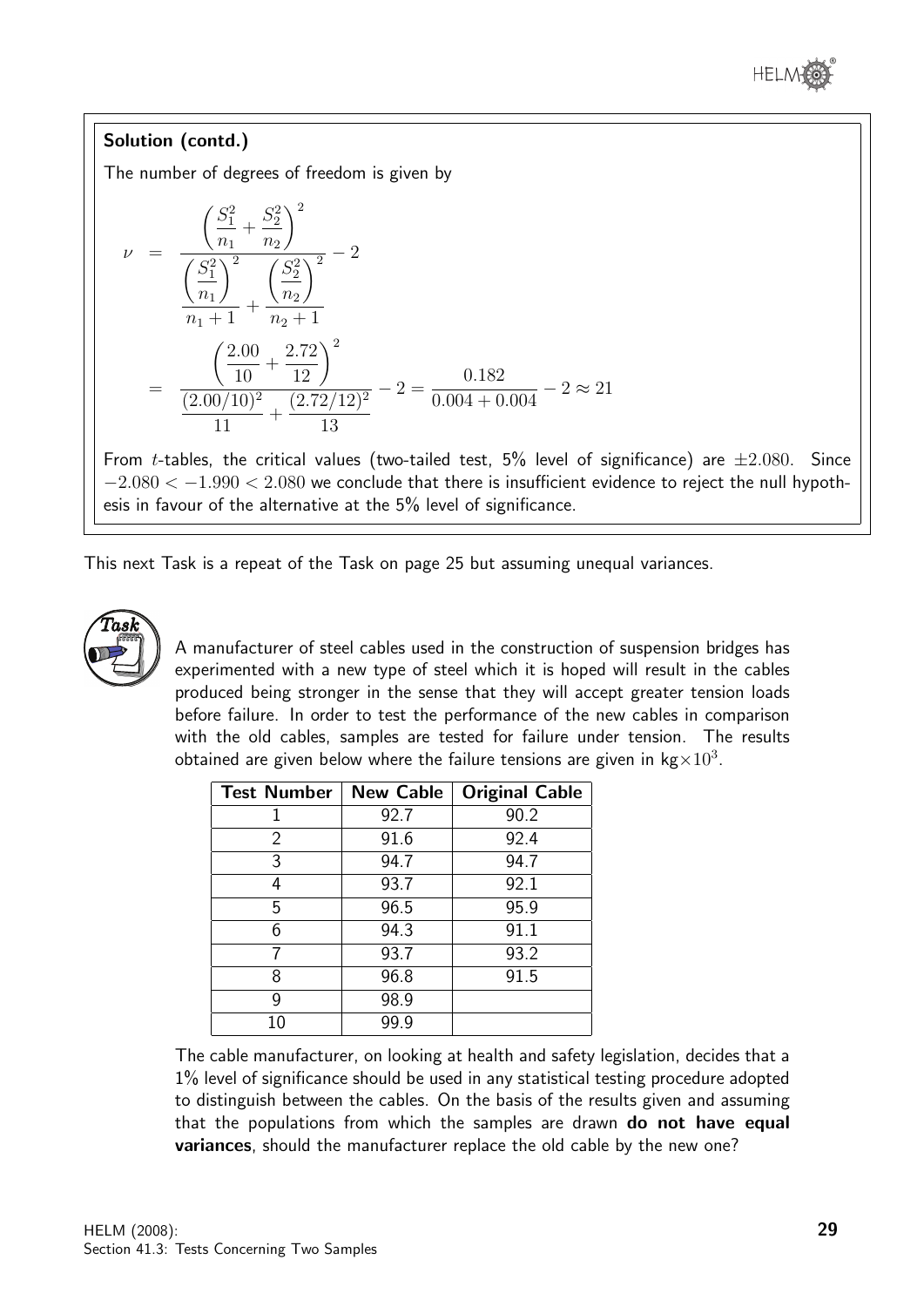**Solution (contd.)**

The number of degrees of freedom is given by

$$
\begin{aligned}
\nu &= \frac{\left(\dfrac{S_1^2}{n_1}+\dfrac{S_2^2}{n_2}\right)^2}{\dfrac{\left(\dfrac{S_1^2}{n_1}\right)^2}{n_1+1}+\dfrac{\left(\dfrac{S_2^2}{n_2}\right)^2}{n_2+1}} - 2 \\
&= \frac{\left(\dfrac{2.00}{10}+\dfrac{2.72}{12}\right)^2}{\dfrac{(2.00/10)^2}{11}+\dfrac{(2.72/12)^2}{13}} - 2 = \frac{0.182}{0.004+0.004} - 2 \approx 21
\end{aligned}
$$

From $t$-tables, the critical values (two-tailed test, 5% level of significance) are $\pm 2.080$. Since $-2.080 < -1.990 < 2.080$ we conclude that there is insufficient evidence to reject the null hypothesis in favour of the alternative at the 5% level of significance.

This next Task is a repeat of the Task on page 25 but assuming unequal variances.

**Task**

A manufacturer of steel cables used in the construction of suspension bridges has experimented with a new type of steel which it is hoped will result in the cables produced being stronger in the sense that they will accept greater tension loads before failure. In order to test the performance of the new cables in comparison with the old cables, samples are tested for failure under tension. The results obtained are given below where the failure tensions are given in kg$\times 10^3$.

| Test Number | New Cable | Original Cable |
|---|---|---|
| 1 | 92.7 | 90.2 |
| 2 | 91.6 | 92.4 |
| 3 | 94.7 | 94.7 |
| 4 | 93.7 | 92.1 |
| 5 | 96.5 | 95.9 |
| 6 | 94.3 | 91.1 |
| 7 | 93.7 | 93.2 |
| 8 | 96.8 | 91.5 |
| 9 | 98.9 | |
| 10 | 99.9 | |

The cable manufacturer, on looking at health and safety legislation, decides that a 1% level of significance should be used in any statistical testing procedure adopted to distinguish between the cables. On the basis of the results given and assuming that the populations from which the samples are drawn **do not have equal variances**, should the manufacturer replace the old cable by the new one?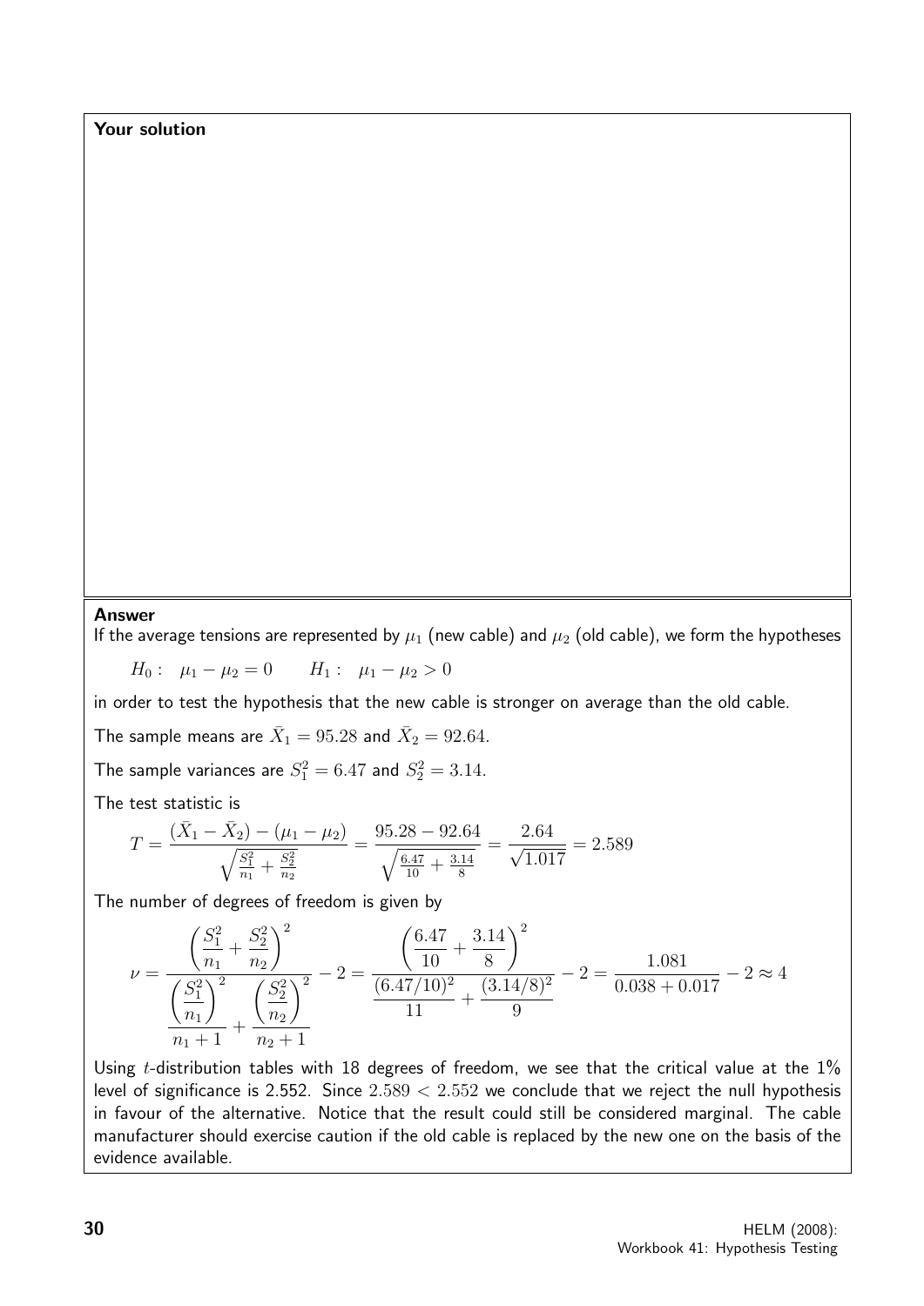**Your solution**

**Answer**

If the average tensions are represented by $\mu_1$ (new cable) and $\mu_2$ (old cable), we form the hypotheses

$$H_0: \quad \mu_1 - \mu_2 = 0 \qquad H_1: \quad \mu_1 - \mu_2 > 0$$

in order to test the hypothesis that the new cable is stronger on average than the old cable.

The sample means are $\bar{X}_1 = 95.28$ and $\bar{X}_2 = 92.64$.

The sample variances are $S_1^2 = 6.47$ and $S_2^2 = 3.14$.

The test statistic is

$$T = \frac{(\bar{X}_1 - \bar{X}_2) - (\mu_1 - \mu_2)}{\sqrt{\frac{S_1^2}{n_1} + \frac{S_2^2}{n_2}}} = \frac{95.28 - 92.64}{\sqrt{\frac{6.47}{10} + \frac{3.14}{8}}} = \frac{2.64}{\sqrt{1.017}} = 2.589$$

The number of degrees of freedom is given by

$$\nu = \frac{\left(\dfrac{S_1^2}{n_1} + \dfrac{S_2^2}{n_2}\right)^2}{\dfrac{\left(\dfrac{S_1^2}{n_1}\right)^2}{n_1 + 1} + \dfrac{\left(\dfrac{S_2^2}{n_2}\right)^2}{n_2 + 1}} - 2 = \frac{\left(\dfrac{6.47}{10} + \dfrac{3.14}{8}\right)^2}{\dfrac{(6.47/10)^2}{11} + \dfrac{(3.14/8)^2}{9}} - 2 = \frac{1.081}{0.038 + 0.017} - 2 \approx 4$$

Using $t$-distribution tables with 18 degrees of freedom, we see that the critical value at the 1% level of significance is 2.552. Since $2.589 < 2.552$ we conclude that we reject the null hypothesis in favour of the alternative. Notice that the result could still be considered marginal. The cable manufacturer should exercise caution if the old cable is replaced by the new one on the basis of the evidence available.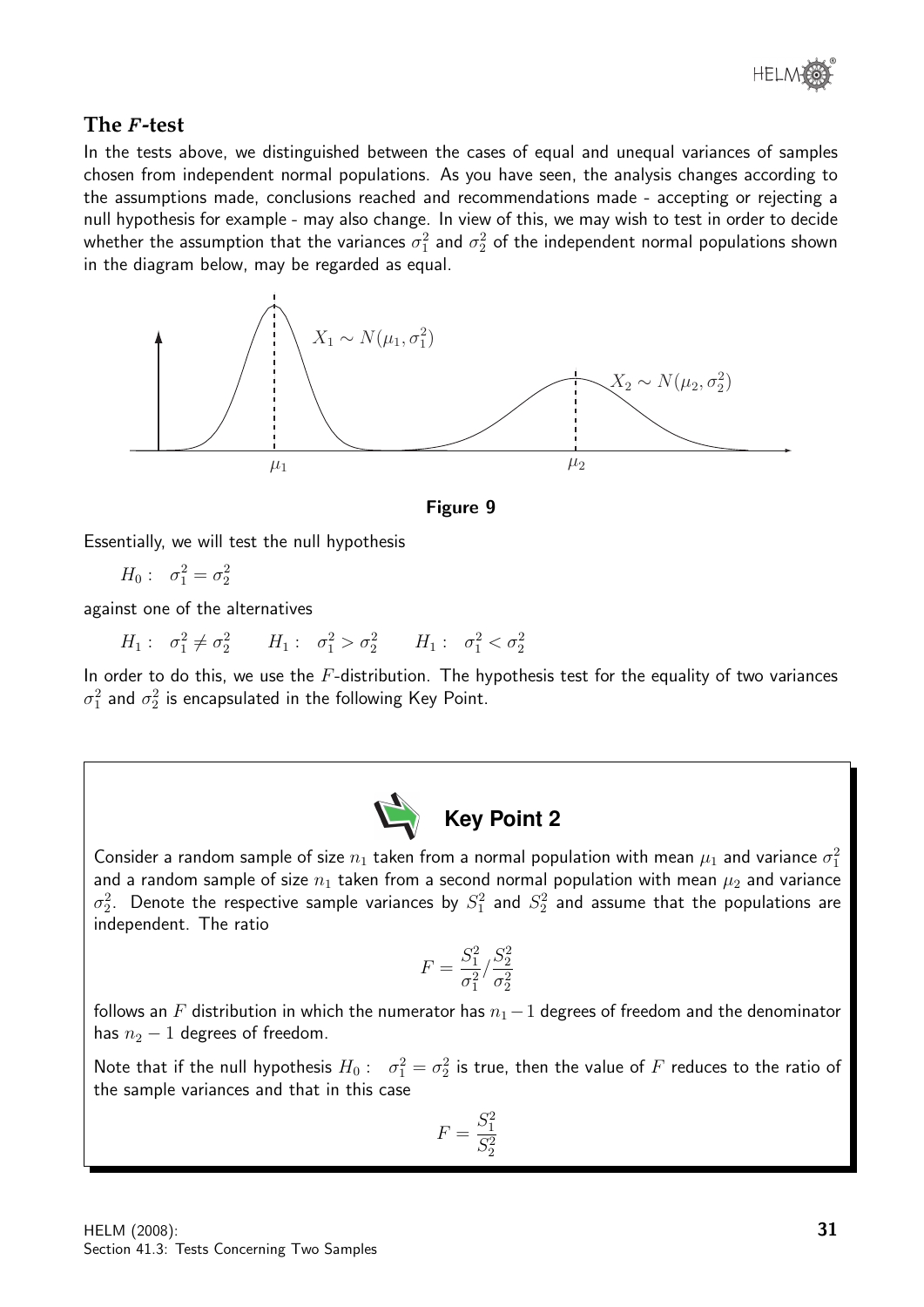## The *F*-test

In the tests above, we distinguished between the cases of equal and unequal variances of samples chosen from independent normal populations. As you have seen, the analysis changes according to the assumptions made, conclusions reached and recommendations made - accepting or rejecting a null hypothesis for example - may also change. In view of this, we may wish to test in order to decide whether the assumption that the variances $\sigma_1^2$ and $\sigma_2^2$ of the independent normal populations shown in the diagram below, may be regarded as equal.

$X_1 \sim N(\mu_1, \sigma_1^2)$

$X_2 \sim N(\mu_2, \sigma_2^2)$

$\mu_1$ $\mu_2$

**Figure 9**

Essentially, we will test the null hypothesis

$$H_0: \quad \sigma_1^2 = \sigma_2^2$$

against one of the alternatives

$$H_1: \quad \sigma_1^2 \neq \sigma_2^2 \qquad H_1: \quad \sigma_1^2 > \sigma_2^2 \qquad H_1: \quad \sigma_1^2 < \sigma_2^2$$

In order to do this, we use the $F$-distribution. The hypothesis test for the equality of two variances $\sigma_1^2$ and $\sigma_2^2$ is encapsulated in the following Key Point.

### Key Point 2

Consider a random sample of size $n_1$ taken from a normal population with mean $\mu_1$ and variance $\sigma_1^2$ and a random sample of size $n_1$ taken from a second normal population with mean $\mu_2$ and variance $\sigma_2^2$. Denote the respective sample variances by $S_1^2$ and $S_2^2$ and assume that the populations are independent. The ratio

$$F = \frac{S_1^2}{\sigma_1^2} / \frac{S_2^2}{\sigma_2^2}$$

follows an $F$ distribution in which the numerator has $n_1 - 1$ degrees of freedom and the denominator has $n_2 - 1$ degrees of freedom.

Note that if the null hypothesis $H_0: \quad \sigma_1^2 = \sigma_2^2$ is true, then the value of $F$ reduces to the ratio of the sample variances and that in this case

$$F = \frac{S_1^2}{S_2^2}$$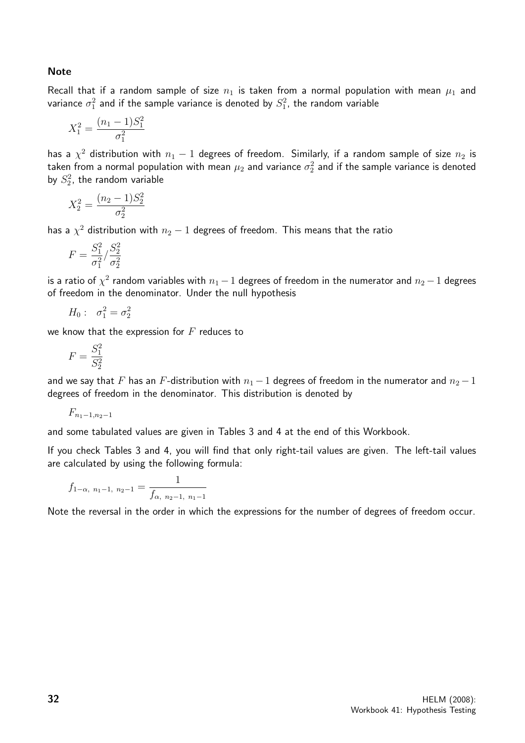**Note**

Recall that if a random sample of size $n_1$ is taken from a normal population with mean $\mu_1$ and variance $\sigma_1^2$ and if the sample variance is denoted by $S_1^2$, the random variable

$$X_1^2 = \frac{(n_1 - 1)S_1^2}{\sigma_1^2}$$

has a $\chi^2$ distribution with $n_1 - 1$ degrees of freedom. Similarly, if a random sample of size $n_2$ is taken from a normal population with mean $\mu_2$ and variance $\sigma_2^2$ and if the sample variance is denoted by $S_2^2$, the random variable

$$X_2^2 = \frac{(n_2 - 1)S_2^2}{\sigma_2^2}$$

has a $\chi^2$ distribution with $n_2 - 1$ degrees of freedom. This means that the ratio

$$F = \frac{S_1^2}{\sigma_1^2} / \frac{S_2^2}{\sigma_2^2}$$

is a ratio of $\chi^2$ random variables with $n_1 - 1$ degrees of freedom in the numerator and $n_2 - 1$ degrees of freedom in the denominator. Under the null hypothesis

$$H_0: \quad \sigma_1^2 = \sigma_2^2$$

we know that the expression for $F$ reduces to

$$F = \frac{S_1^2}{S_2^2}$$

and we say that $F$ has an $F$-distribution with $n_1 - 1$ degrees of freedom in the numerator and $n_2 - 1$ degrees of freedom in the denominator. This distribution is denoted by

$$F_{n_1 - 1, n_2 - 1}$$

and some tabulated values are given in Tables 3 and 4 at the end of this Workbook.

If you check Tables 3 and 4, you will find that only right-tail values are given. The left-tail values are calculated by using the following formula:

$$f_{1-\alpha,\ n_1-1,\ n_2-1} = \frac{1}{f_{\alpha,\ n_2-1,\ n_1-1}}$$

Note the reversal in the order in which the expressions for the number of degrees of freedom occur.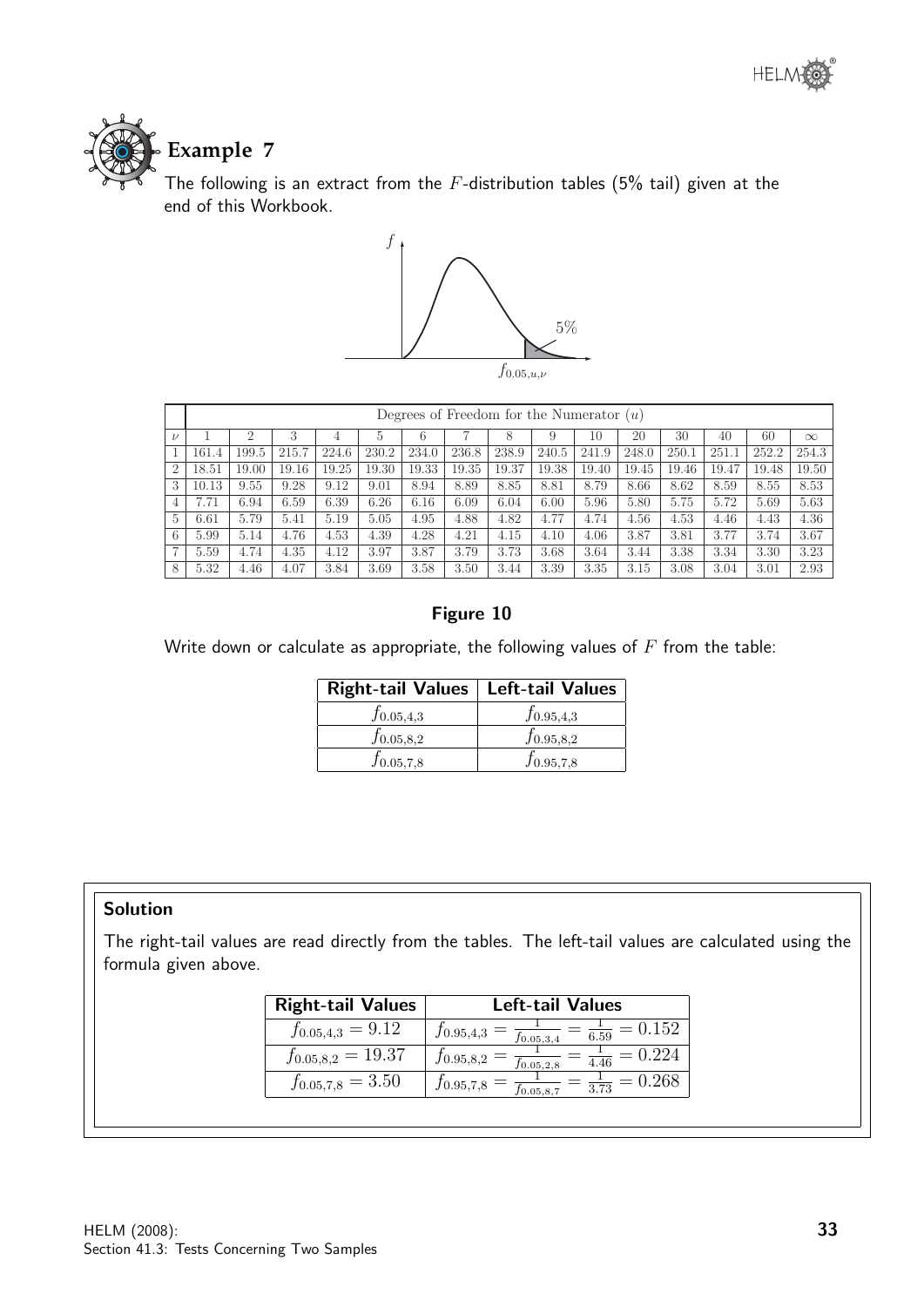## Example 7

The following is an extract from the $F$-distribution tables (5% tail) given at the end of this Workbook.

| | Degrees of Freedom for the Numerator ($u$) | | | | | | | | | | | | | | |
|---|---|---|---|---|---|---|---|---|---|---|---|---|---|---|---|
| $\nu$ | 1 | 2 | 3 | 4 | 5 | 6 | 7 | 8 | 9 | 10 | 20 | 30 | 40 | 60 | $\infty$ |
| 1 | 161.4 | 199.5 | 215.7 | 224.6 | 230.2 | 234.0 | 236.8 | 238.9 | 240.5 | 241.9 | 248.0 | 250.1 | 251.1 | 252.2 | 254.3 |
| 2 | 18.51 | 19.00 | 19.16 | 19.25 | 19.30 | 19.33 | 19.35 | 19.37 | 19.38 | 19.40 | 19.45 | 19.46 | 19.47 | 19.48 | 19.50 |
| 3 | 10.13 | 9.55 | 9.28 | 9.12 | 9.01 | 8.94 | 8.89 | 8.85 | 8.81 | 8.79 | 8.66 | 8.62 | 8.59 | 8.55 | 8.53 |
| 4 | 7.71 | 6.94 | 6.59 | 6.39 | 6.26 | 6.16 | 6.09 | 6.04 | 6.00 | 5.96 | 5.80 | 5.75 | 5.72 | 5.69 | 5.63 |
| 5 | 6.61 | 5.79 | 5.41 | 5.19 | 5.05 | 4.95 | 4.88 | 4.82 | 4.77 | 4.74 | 4.56 | 4.53 | 4.46 | 4.43 | 4.36 |
| 6 | 5.99 | 5.14 | 4.76 | 4.53 | 4.39 | 4.28 | 4.21 | 4.15 | 4.10 | 4.06 | 3.87 | 3.81 | 3.77 | 3.74 | 3.67 |
| 7 | 5.59 | 4.74 | 4.35 | 4.12 | 3.97 | 3.87 | 3.79 | 3.73 | 3.68 | 3.64 | 3.44 | 3.38 | 3.34 | 3.30 | 3.23 |
| 8 | 5.32 | 4.46 | 4.07 | 3.84 | 3.69 | 3.58 | 3.50 | 3.44 | 3.39 | 3.35 | 3.15 | 3.08 | 3.04 | 3.01 | 2.93 |

**Figure 10**

Write down or calculate as appropriate, the following values of $F$ from the table:

| Right-tail Values | Left-tail Values |
|---|---|
| $f_{0.05,4,3}$ | $f_{0.95,4,3}$ |
| $f_{0.05,8,2}$ | $f_{0.95,8,2}$ |
| $f_{0.05,7,8}$ | $f_{0.95,7,8}$ |

### Solution

The right-tail values are read directly from the tables. The left-tail values are calculated using the formula given above.

| Right-tail Values | Left-tail Values |
|---|---|
| $f_{0.05,4,3} = 9.12$ | $f_{0.95,4,3} = \frac{1}{f_{0.05,3,4}} = \frac{1}{6.59} = 0.152$ |
| $f_{0.05,8,2} = 19.37$ | $f_{0.95,8,2} = \frac{1}{f_{0.05,2,8}} = \frac{1}{4.46} = 0.224$ |
| $f_{0.05,7,8} = 3.50$ | $f_{0.95,7,8} = \frac{1}{f_{0.05,8,7}} = \frac{1}{3.73} = 0.268$ |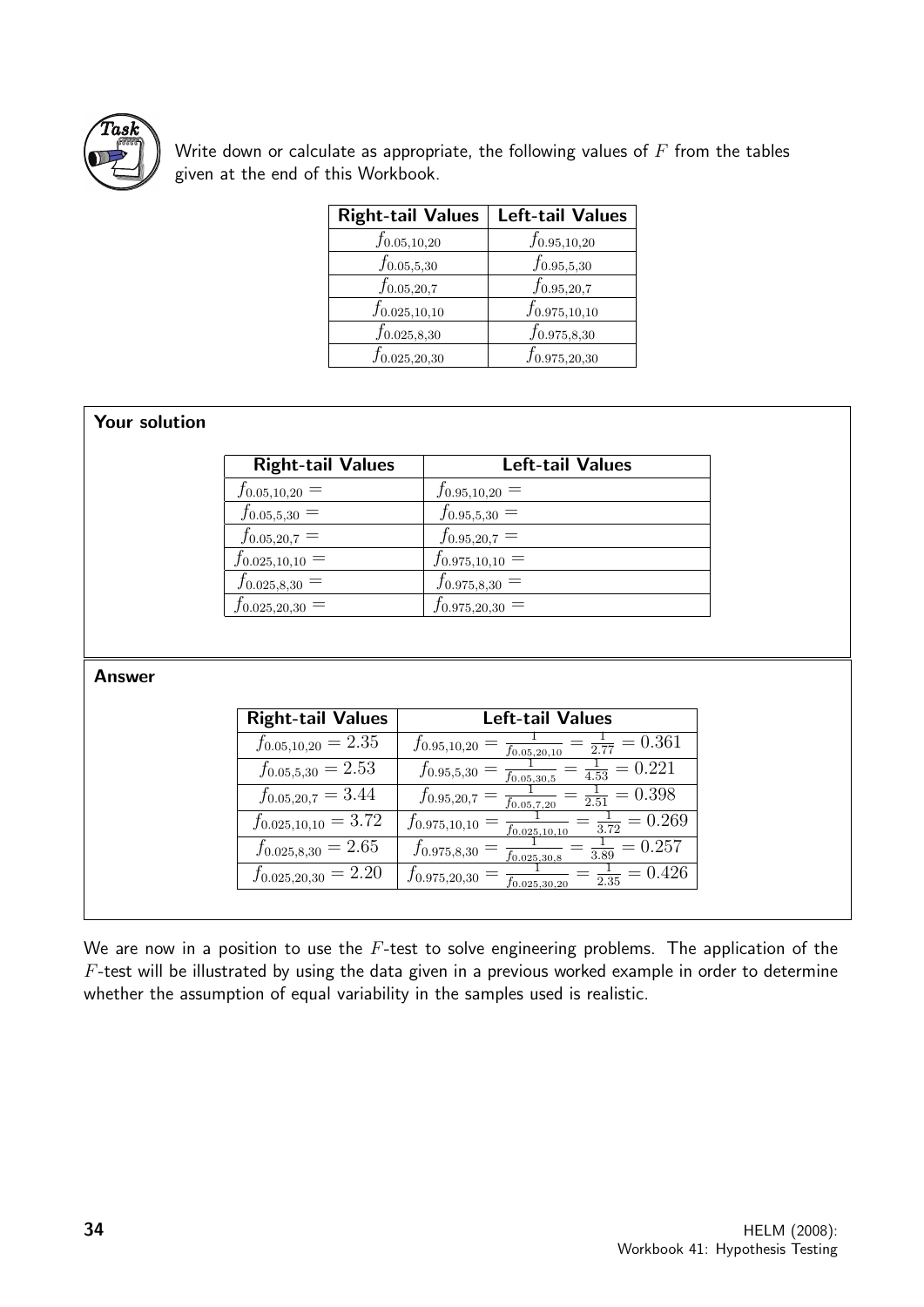**Task**

Write down or calculate as appropriate, the following values of $F$ from the tables given at the end of this Workbook.

| Right-tail Values | Left-tail Values |
|---|---|
| $f_{0.05,10,20}$ | $f_{0.95,10,20}$ |
| $f_{0.05,5,30}$ | $f_{0.95,5,30}$ |
| $f_{0.05,20,7}$ | $f_{0.95,20,7}$ |
| $f_{0.025,10,10}$ | $f_{0.975,10,10}$ |
| $f_{0.025,8,30}$ | $f_{0.975,8,30}$ |
| $f_{0.025,20,30}$ | $f_{0.975,20,30}$ |

**Your solution**

| Right-tail Values | Left-tail Values |
|---|---|
| $f_{0.05,10,20} =$ | $f_{0.95,10,20} =$ |
| $f_{0.05,5,30} =$ | $f_{0.95,5,30} =$ |
| $f_{0.05,20,7} =$ | $f_{0.95,20,7} =$ |
| $f_{0.025,10,10} =$ | $f_{0.975,10,10} =$ |
| $f_{0.025,8,30} =$ | $f_{0.975,8,30} =$ |
| $f_{0.025,20,30} =$ | $f_{0.975,20,30} =$ |

**Answer**

| Right-tail Values | Left-tail Values |
|---|---|
| $f_{0.05,10,20} = 2.35$ | $f_{0.95,10,20} = \frac{1}{f_{0.05,20,10}} = \frac{1}{2.77} = 0.361$ |
| $f_{0.05,5,30} = 2.53$ | $f_{0.95,5,30} = \frac{1}{f_{0.05,30,5}} = \frac{1}{4.53} = 0.221$ |
| $f_{0.05,20,7} = 3.44$ | $f_{0.95,20,7} = \frac{1}{f_{0.05,7,20}} = \frac{1}{2.51} = 0.398$ |
| $f_{0.025,10,10} = 3.72$ | $f_{0.975,10,10} = \frac{1}{f_{0.025,10,10}} = \frac{1}{3.72} = 0.269$ |
| $f_{0.025,8,30} = 2.65$ | $f_{0.975,8,30} = \frac{1}{f_{0.025,30,8}} = \frac{1}{3.89} = 0.257$ |
| $f_{0.025,20,30} = 2.20$ | $f_{0.975,20,30} = \frac{1}{f_{0.025,30,20}} = \frac{1}{2.35} = 0.426$ |

We are now in a position to use the $F$-test to solve engineering problems. The application of the $F$-test will be illustrated by using the data given in a previous worked example in order to determine whether the assumption of equal variability in the samples used is realistic.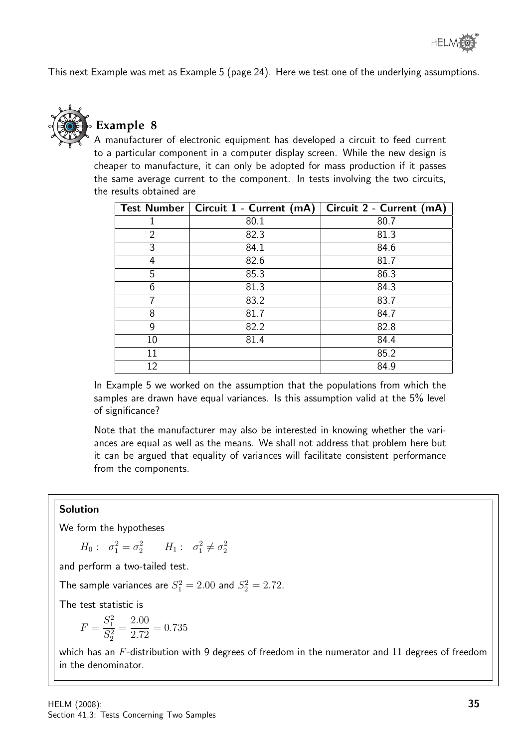This next Example was met as Example 5 (page 24). Here we test one of the underlying assumptions.

## Example 8

A manufacturer of electronic equipment has developed a circuit to feed current to a particular component in a computer display screen. While the new design is cheaper to manufacture, it can only be adopted for mass production if it passes the same average current to the component. In tests involving the two circuits, the results obtained are

| Test Number | Circuit 1 - Current (mA) | Circuit 2 - Current (mA) |
|---|---|---|
| 1 | 80.1 | 80.7 |
| 2 | 82.3 | 81.3 |
| 3 | 84.1 | 84.6 |
| 4 | 82.6 | 81.7 |
| 5 | 85.3 | 86.3 |
| 6 | 81.3 | 84.3 |
| 7 | 83.2 | 83.7 |
| 8 | 81.7 | 84.7 |
| 9 | 82.2 | 82.8 |
| 10 | 81.4 | 84.4 |
| 11 | | 85.2 |
| 12 | | 84.9 |

In Example 5 we worked on the assumption that the populations from which the samples are drawn have equal variances. Is this assumption valid at the 5% level of significance?

Note that the manufacturer may also be interested in knowing whether the variances are equal as well as the means. We shall not address that problem here but it can be argued that equality of variances will facilitate consistent performance from the components.

### Solution

We form the hypotheses

$$H_0: \quad \sigma_1^2 = \sigma_2^2 \qquad H_1: \quad \sigma_1^2 \neq \sigma_2^2$$

and perform a two-tailed test.

The sample variances are $S_1^2 = 2.00$ and $S_2^2 = 2.72$.

The test statistic is

$$F = \frac{S_1^2}{S_2^2} = \frac{2.00}{2.72} = 0.735$$

which has an $F$-distribution with 9 degrees of freedom in the numerator and 11 degrees of freedom in the denominator.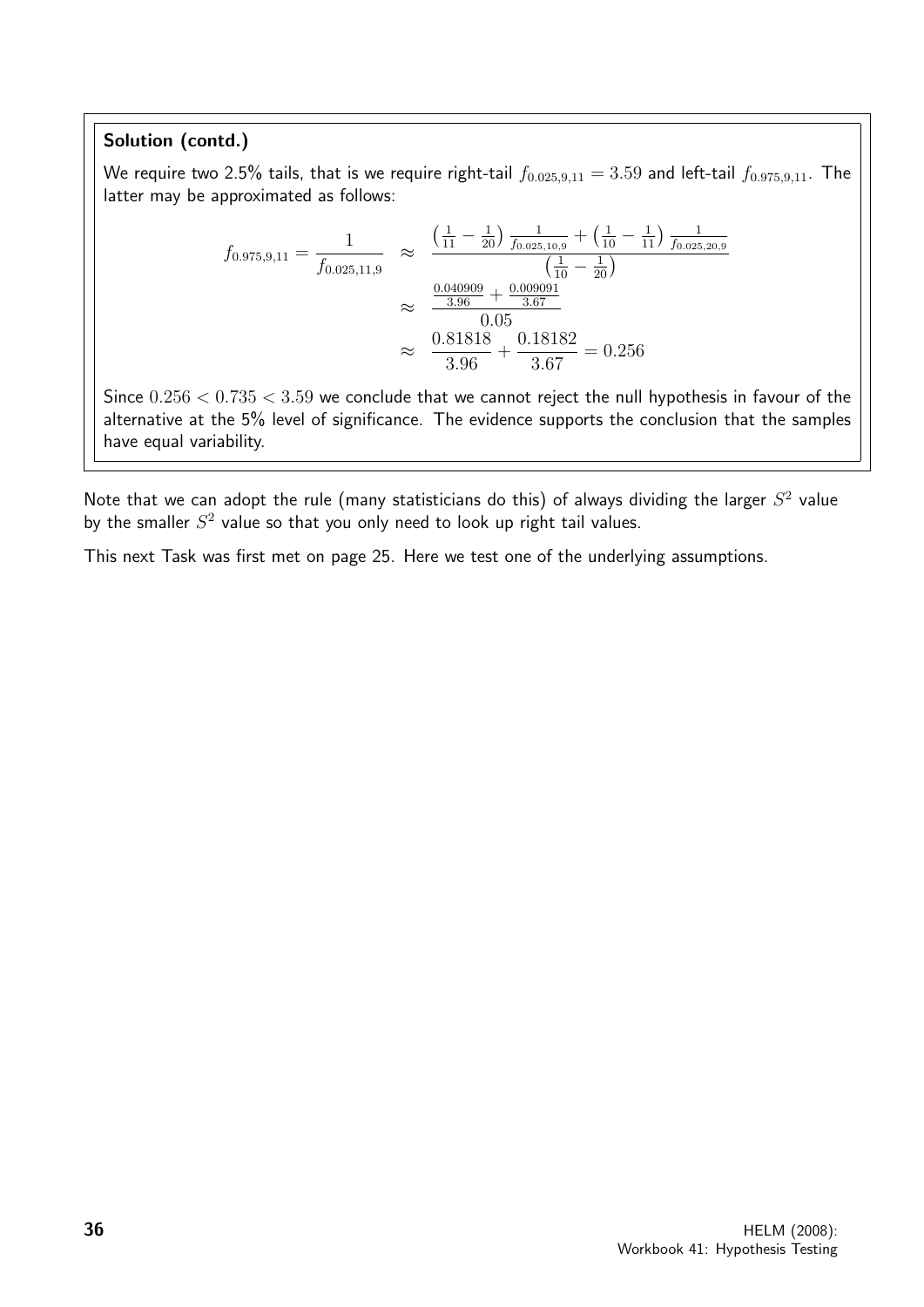**Solution (contd.)**

We require two 2.5% tails, that is we require right-tail $f_{0.025,9,11} = 3.59$ and left-tail $f_{0.975,9,11}$. The latter may be approximated as follows:

$$
\begin{aligned}
f_{0.975,9,11} = \frac{1}{f_{0.025,11,9}} &\approx \frac{\left(\frac{1}{11} - \frac{1}{20}\right)\frac{1}{f_{0.025,10,9}} + \left(\frac{1}{10} - \frac{1}{11}\right)\frac{1}{f_{0.025,20,9}}}{\left(\frac{1}{10} - \frac{1}{20}\right)} \\
&\approx \frac{\frac{0.040909}{3.96} + \frac{0.009091}{3.67}}{0.05} \\
&\approx \frac{0.81818}{3.96} + \frac{0.18182}{3.67} = 0.256
\end{aligned}
$$

Since $0.256 < 0.735 < 3.59$ we conclude that we cannot reject the null hypothesis in favour of the alternative at the 5% level of significance. The evidence supports the conclusion that the samples have equal variability.

Note that we can adopt the rule (many statisticians do this) of always dividing the larger $S^2$ value by the smaller $S^2$ value so that you only need to look up right tail values.

This next Task was first met on page 25. Here we test one of the underlying assumptions.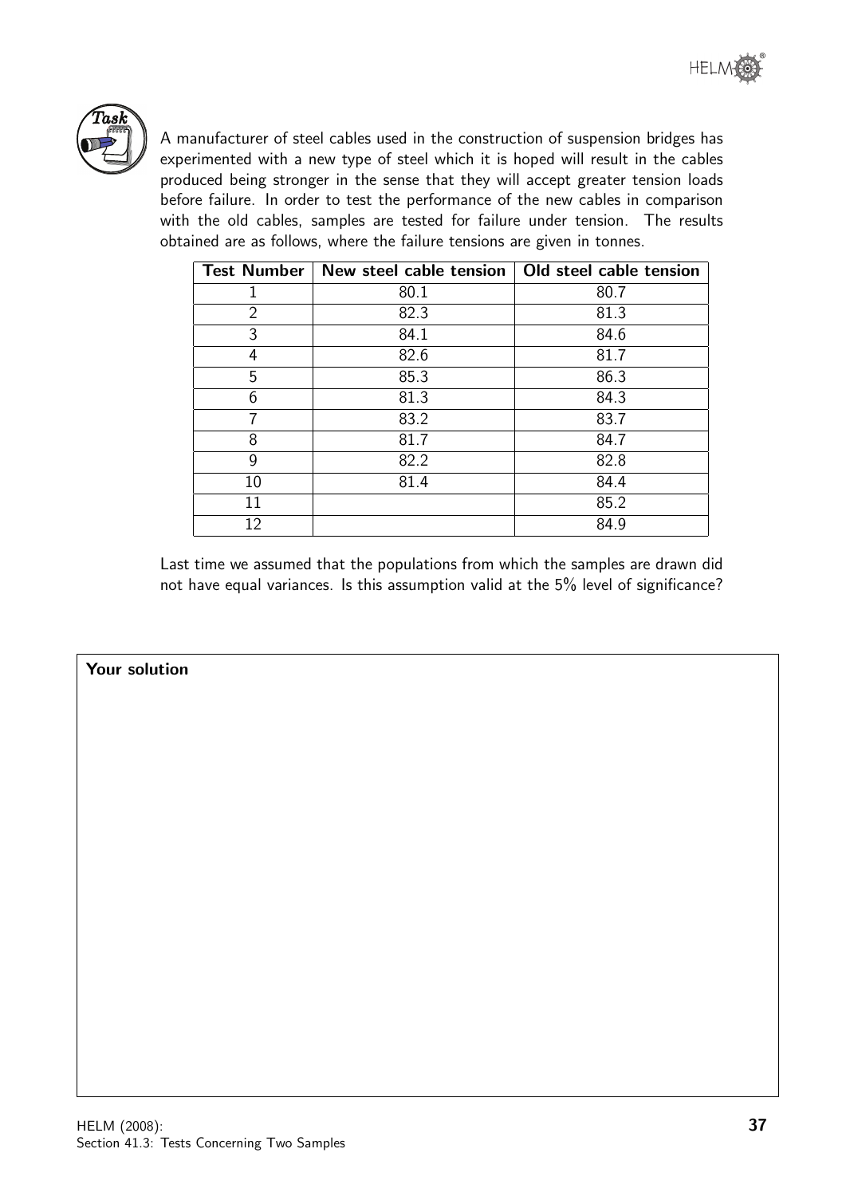**Task**

A manufacturer of steel cables used in the construction of suspension bridges has experimented with a new type of steel which it is hoped will result in the cables produced being stronger in the sense that they will accept greater tension loads before failure. In order to test the performance of the new cables in comparison with the old cables, samples are tested for failure under tension. The results obtained are as follows, where the failure tensions are given in tonnes.

| Test Number | New steel cable tension | Old steel cable tension |
|---|---|---|
| 1 | 80.1 | 80.7 |
| 2 | 82.3 | 81.3 |
| 3 | 84.1 | 84.6 |
| 4 | 82.6 | 81.7 |
| 5 | 85.3 | 86.3 |
| 6 | 81.3 | 84.3 |
| 7 | 83.2 | 83.7 |
| 8 | 81.7 | 84.7 |
| 9 | 82.2 | 82.8 |
| 10 | 81.4 | 84.4 |
| 11 | | 85.2 |
| 12 | | 84.9 |

Last time we assumed that the populations from which the samples are drawn did not have equal variances. Is this assumption valid at the 5% level of significance?

**Your solution**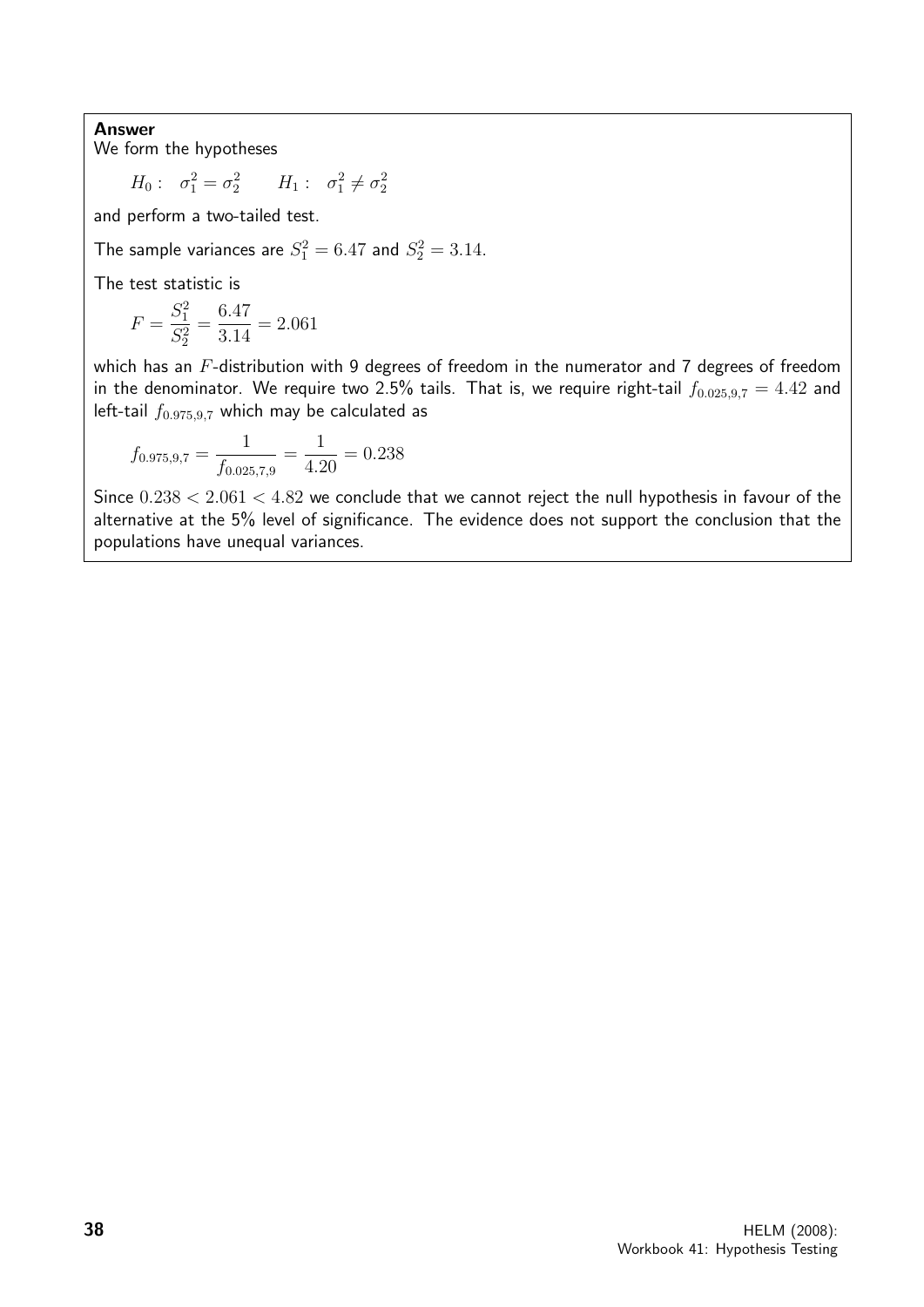**Answer**

We form the hypotheses

$$H_0: \quad \sigma_1^2 = \sigma_2^2 \qquad H_1: \quad \sigma_1^2 \neq \sigma_2^2$$

and perform a two-tailed test.

The sample variances are $S_1^2 = 6.47$ and $S_2^2 = 3.14$.

The test statistic is

$$F = \frac{S_1^2}{S_2^2} = \frac{6.47}{3.14} = 2.061$$

which has an $F$-distribution with 9 degrees of freedom in the numerator and 7 degrees of freedom in the denominator. We require two 2.5% tails. That is, we require right-tail $f_{0.025,9,7} = 4.42$ and left-tail $f_{0.975,9,7}$ which may be calculated as

$$f_{0.975,9,7} = \frac{1}{f_{0.025,7,9}} = \frac{1}{4.20} = 0.238$$

Since $0.238 < 2.061 < 4.82$ we conclude that we cannot reject the null hypothesis in favour of the alternative at the 5% level of significance. The evidence does not support the conclusion that the populations have unequal variances.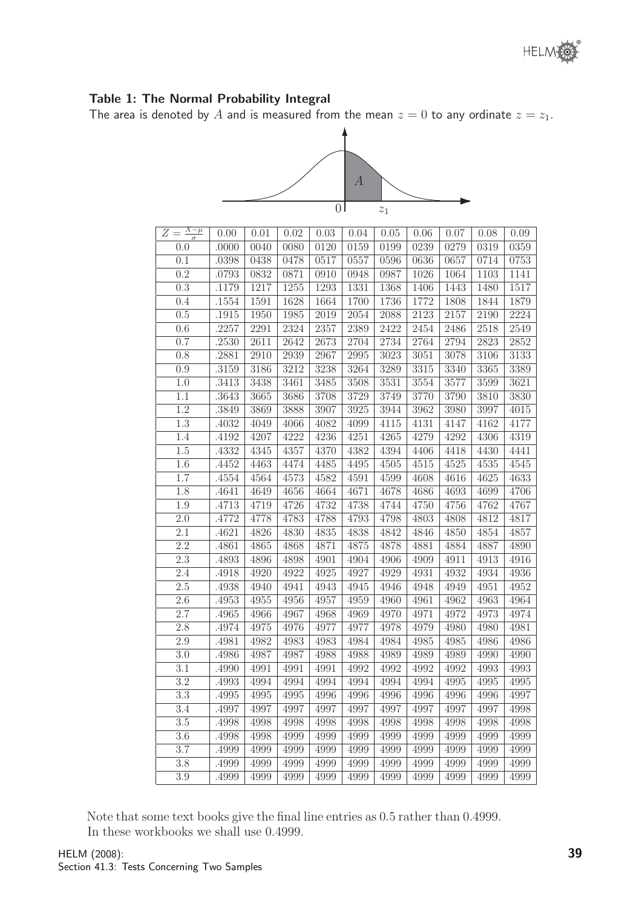### Table 1: The Normal Probability Integral

The area is denoted by $A$ and is measured from the mean $z = 0$ to any ordinate $z = z_1$.

| $Z = \frac{X-\mu}{\sigma}$ | 0.00 | 0.01 | 0.02 | 0.03 | 0.04 | 0.05 | 0.06 | 0.07 | 0.08 | 0.09 |
|---|---|---|---|---|---|---|---|---|---|---|
| 0.0 | .0000 | 0040 | 0080 | 0120 | 0159 | 0199 | 0239 | 0279 | 0319 | 0359 |
| 0.1 | .0398 | 0438 | 0478 | 0517 | 0557 | 0596 | 0636 | 0657 | 0714 | 0753 |
| 0.2 | .0793 | 0832 | 0871 | 0910 | 0948 | 0987 | 1026 | 1064 | 1103 | 1141 |
| 0.3 | .1179 | 1217 | 1255 | 1293 | 1331 | 1368 | 1406 | 1443 | 1480 | 1517 |
| 0.4 | .1554 | 1591 | 1628 | 1664 | 1700 | 1736 | 1772 | 1808 | 1844 | 1879 |
| 0.5 | .1915 | 1950 | 1985 | 2019 | 2054 | 2088 | 2123 | 2157 | 2190 | 2224 |
| 0.6 | .2257 | 2291 | 2324 | 2357 | 2389 | 2422 | 2454 | 2486 | 2518 | 2549 |
| 0.7 | .2530 | 2611 | 2642 | 2673 | 2704 | 2734 | 2764 | 2794 | 2823 | 2852 |
| 0.8 | .2881 | 2910 | 2939 | 2967 | 2995 | 3023 | 3051 | 3078 | 3106 | 3133 |
| 0.9 | .3159 | 3186 | 3212 | 3238 | 3264 | 3289 | 3315 | 3340 | 3365 | 3389 |
| 1.0 | .3413 | 3438 | 3461 | 3485 | 3508 | 3531 | 3554 | 3577 | 3599 | 3621 |
| 1.1 | .3643 | 3665 | 3686 | 3708 | 3729 | 3749 | 3770 | 3790 | 3810 | 3830 |
| 1.2 | .3849 | 3869 | 3888 | 3907 | 3925 | 3944 | 3962 | 3980 | 3997 | 4015 |
| 1.3 | .4032 | 4049 | 4066 | 4082 | 4099 | 4115 | 4131 | 4147 | 4162 | 4177 |
| 1.4 | .4192 | 4207 | 4222 | 4236 | 4251 | 4265 | 4279 | 4292 | 4306 | 4319 |
| 1.5 | .4332 | 4345 | 4357 | 4370 | 4382 | 4394 | 4406 | 4418 | 4430 | 4441 |
| 1.6 | .4452 | 4463 | 4474 | 4485 | 4495 | 4505 | 4515 | 4525 | 4535 | 4545 |
| 1.7 | .4554 | 4564 | 4573 | 4582 | 4591 | 4599 | 4608 | 4616 | 4625 | 4633 |
| 1.8 | .4641 | 4649 | 4656 | 4664 | 4671 | 4678 | 4686 | 4693 | 4699 | 4706 |
| 1.9 | .4713 | 4719 | 4726 | 4732 | 4738 | 4744 | 4750 | 4756 | 4762 | 4767 |
| 2.0 | .4772 | 4778 | 4783 | 4788 | 4793 | 4798 | 4803 | 4808 | 4812 | 4817 |
| 2.1 | .4621 | 4826 | 4830 | 4835 | 4838 | 4842 | 4846 | 4850 | 4854 | 4857 |
| 2.2 | .4861 | 4865 | 4868 | 4871 | 4875 | 4878 | 4881 | 4884 | 4887 | 4890 |
| 2.3 | .4893 | 4896 | 4898 | 4901 | 4904 | 4906 | 4909 | 4911 | 4913 | 4916 |
| 2.4 | .4918 | 4920 | 4922 | 4925 | 4927 | 4929 | 4931 | 4932 | 4934 | 4936 |
| 2.5 | .4938 | 4940 | 4941 | 4943 | 4945 | 4946 | 4948 | 4949 | 4951 | 4952 |
| 2.6 | .4953 | 4955 | 4956 | 4957 | 4959 | 4960 | 4961 | 4962 | 4963 | 4964 |
| 2.7 | .4965 | 4966 | 4967 | 4968 | 4969 | 4970 | 4971 | 4972 | 4973 | 4974 |
| 2.8 | .4974 | 4975 | 4976 | 4977 | 4977 | 4978 | 4979 | 4980 | 4980 | 4981 |
| 2.9 | .4981 | 4982 | 4983 | 4983 | 4984 | 4984 | 4985 | 4985 | 4986 | 4986 |
| 3.0 | .4986 | 4987 | 4987 | 4988 | 4988 | 4989 | 4989 | 4989 | 4990 | 4990 |
| 3.1 | .4990 | 4991 | 4991 | 4991 | 4992 | 4992 | 4992 | 4992 | 4993 | 4993 |
| 3.2 | .4993 | 4994 | 4994 | 4994 | 4994 | 4994 | 4994 | 4995 | 4995 | 4995 |
| 3.3 | .4995 | 4995 | 4995 | 4996 | 4996 | 4996 | 4996 | 4996 | 4996 | 4997 |
| 3.4 | .4997 | 4997 | 4997 | 4997 | 4997 | 4997 | 4997 | 4997 | 4997 | 4998 |
| 3.5 | .4998 | 4998 | 4998 | 4998 | 4998 | 4998 | 4998 | 4998 | 4998 | 4998 |
| 3.6 | .4998 | 4998 | 4999 | 4999 | 4999 | 4999 | 4999 | 4999 | 4999 | 4999 |
| 3.7 | .4999 | 4999 | 4999 | 4999 | 4999 | 4999 | 4999 | 4999 | 4999 | 4999 |
| 3.8 | .4999 | 4999 | 4999 | 4999 | 4999 | 4999 | 4999 | 4999 | 4999 | 4999 |
| 3.9 | .4999 | 4999 | 4999 | 4999 | 4999 | 4999 | 4999 | 4999 | 4999 | 4999 |

Note that some text books give the final line entries as 0.5 rather than 0.4999.
In these workbooks we shall use 0.4999.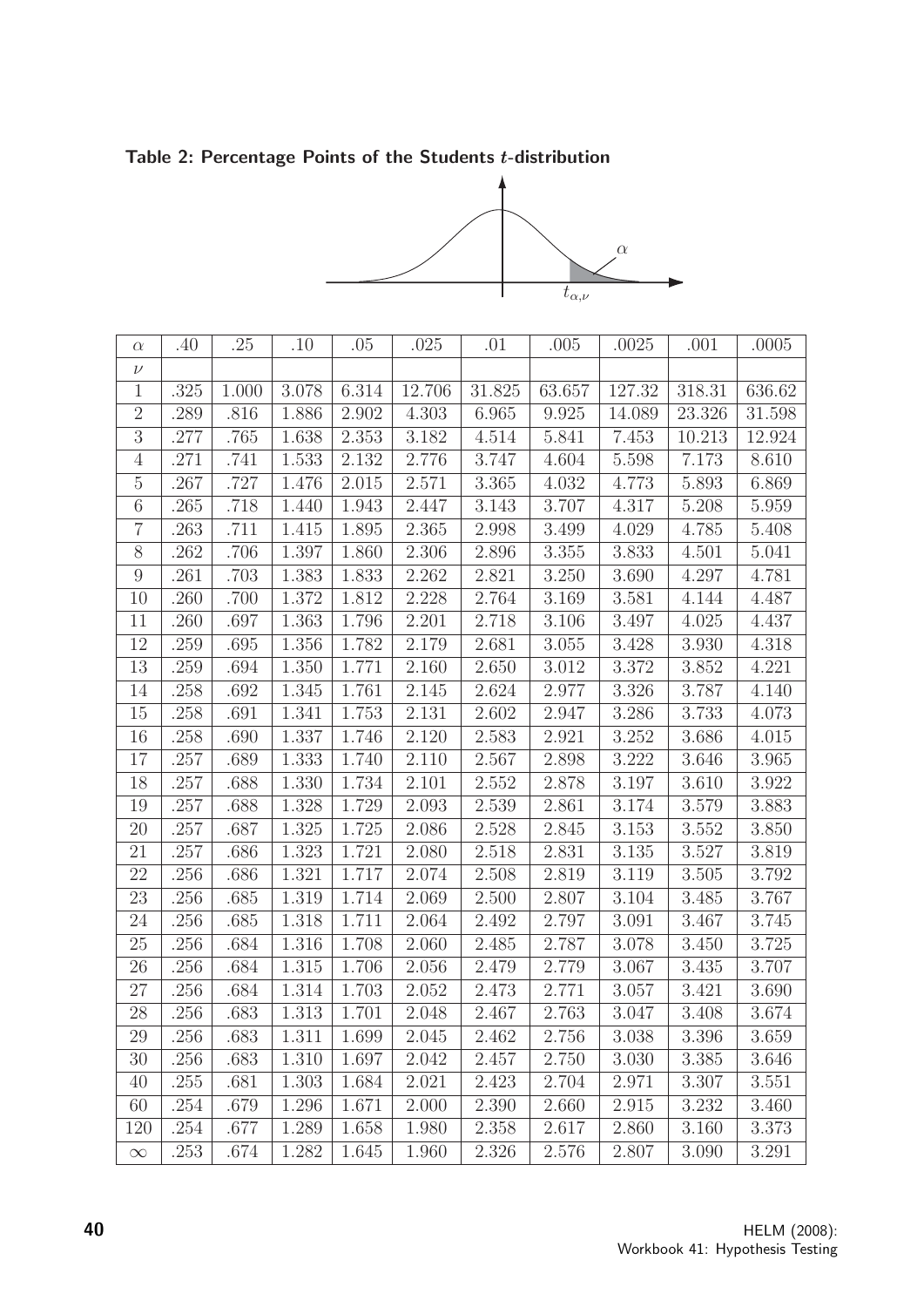**Table 2: Percentage Points of the Students $t$-distribution**

| $\alpha$ | .40 | .25 | .10 | .05 | .025 | .01 | .005 | .0025 | .001 | .0005 |
|---|---|---|---|---|---|---|---|---|---|---|
| $\nu$ | | | | | | | | | | |
| 1 | .325 | 1.000 | 3.078 | 6.314 | 12.706 | 31.825 | 63.657 | 127.32 | 318.31 | 636.62 |
| 2 | .289 | .816 | 1.886 | 2.902 | 4.303 | 6.965 | 9.925 | 14.089 | 23.326 | 31.598 |
| 3 | .277 | .765 | 1.638 | 2.353 | 3.182 | 4.514 | 5.841 | 7.453 | 10.213 | 12.924 |
| 4 | .271 | .741 | 1.533 | 2.132 | 2.776 | 3.747 | 4.604 | 5.598 | 7.173 | 8.610 |
| 5 | .267 | .727 | 1.476 | 2.015 | 2.571 | 3.365 | 4.032 | 4.773 | 5.893 | 6.869 |
| 6 | .265 | .718 | 1.440 | 1.943 | 2.447 | 3.143 | 3.707 | 4.317 | 5.208 | 5.959 |
| 7 | .263 | .711 | 1.415 | 1.895 | 2.365 | 2.998 | 3.499 | 4.029 | 4.785 | 5.408 |
| 8 | .262 | .706 | 1.397 | 1.860 | 2.306 | 2.896 | 3.355 | 3.833 | 4.501 | 5.041 |
| 9 | .261 | .703 | 1.383 | 1.833 | 2.262 | 2.821 | 3.250 | 3.690 | 4.297 | 4.781 |
| 10 | .260 | .700 | 1.372 | 1.812 | 2.228 | 2.764 | 3.169 | 3.581 | 4.144 | 4.487 |
| 11 | .260 | .697 | 1.363 | 1.796 | 2.201 | 2.718 | 3.106 | 3.497 | 4.025 | 4.437 |
| 12 | .259 | .695 | 1.356 | 1.782 | 2.179 | 2.681 | 3.055 | 3.428 | 3.930 | 4.318 |
| 13 | .259 | .694 | 1.350 | 1.771 | 2.160 | 2.650 | 3.012 | 3.372 | 3.852 | 4.221 |
| 14 | .258 | .692 | 1.345 | 1.761 | 2.145 | 2.624 | 2.977 | 3.326 | 3.787 | 4.140 |
| 15 | .258 | .691 | 1.341 | 1.753 | 2.131 | 2.602 | 2.947 | 3.286 | 3.733 | 4.073 |
| 16 | .258 | .690 | 1.337 | 1.746 | 2.120 | 2.583 | 2.921 | 3.252 | 3.686 | 4.015 |
| 17 | .257 | .689 | 1.333 | 1.740 | 2.110 | 2.567 | 2.898 | 3.222 | 3.646 | 3.965 |
| 18 | .257 | .688 | 1.330 | 1.734 | 2.101 | 2.552 | 2.878 | 3.197 | 3.610 | 3.922 |
| 19 | .257 | .688 | 1.328 | 1.729 | 2.093 | 2.539 | 2.861 | 3.174 | 3.579 | 3.883 |
| 20 | .257 | .687 | 1.325 | 1.725 | 2.086 | 2.528 | 2.845 | 3.153 | 3.552 | 3.850 |
| 21 | .257 | .686 | 1.323 | 1.721 | 2.080 | 2.518 | 2.831 | 3.135 | 3.527 | 3.819 |
| 22 | .256 | .686 | 1.321 | 1.717 | 2.074 | 2.508 | 2.819 | 3.119 | 3.505 | 3.792 |
| 23 | .256 | .685 | 1.319 | 1.714 | 2.069 | 2.500 | 2.807 | 3.104 | 3.485 | 3.767 |
| 24 | .256 | .685 | 1.318 | 1.711 | 2.064 | 2.492 | 2.797 | 3.091 | 3.467 | 3.745 |
| 25 | .256 | .684 | 1.316 | 1.708 | 2.060 | 2.485 | 2.787 | 3.078 | 3.450 | 3.725 |
| 26 | .256 | .684 | 1.315 | 1.706 | 2.056 | 2.479 | 2.779 | 3.067 | 3.435 | 3.707 |
| 27 | .256 | .684 | 1.314 | 1.703 | 2.052 | 2.473 | 2.771 | 3.057 | 3.421 | 3.690 |
| 28 | .256 | .683 | 1.313 | 1.701 | 2.048 | 2.467 | 2.763 | 3.047 | 3.408 | 3.674 |
| 29 | .256 | .683 | 1.311 | 1.699 | 2.045 | 2.462 | 2.756 | 3.038 | 3.396 | 3.659 |
| 30 | .256 | .683 | 1.310 | 1.697 | 2.042 | 2.457 | 2.750 | 3.030 | 3.385 | 3.646 |
| 40 | .255 | .681 | 1.303 | 1.684 | 2.021 | 2.423 | 2.704 | 2.971 | 3.307 | 3.551 |
| 60 | .254 | .679 | 1.296 | 1.671 | 2.000 | 2.390 | 2.660 | 2.915 | 3.232 | 3.460 |
| 120 | .254 | .677 | 1.289 | 1.658 | 1.980 | 2.358 | 2.617 | 2.860 | 3.160 | 3.373 |
| $\infty$ | .253 | .674 | 1.282 | 1.645 | 1.960 | 2.326 | 2.576 | 2.807 | 3.090 | 3.291 |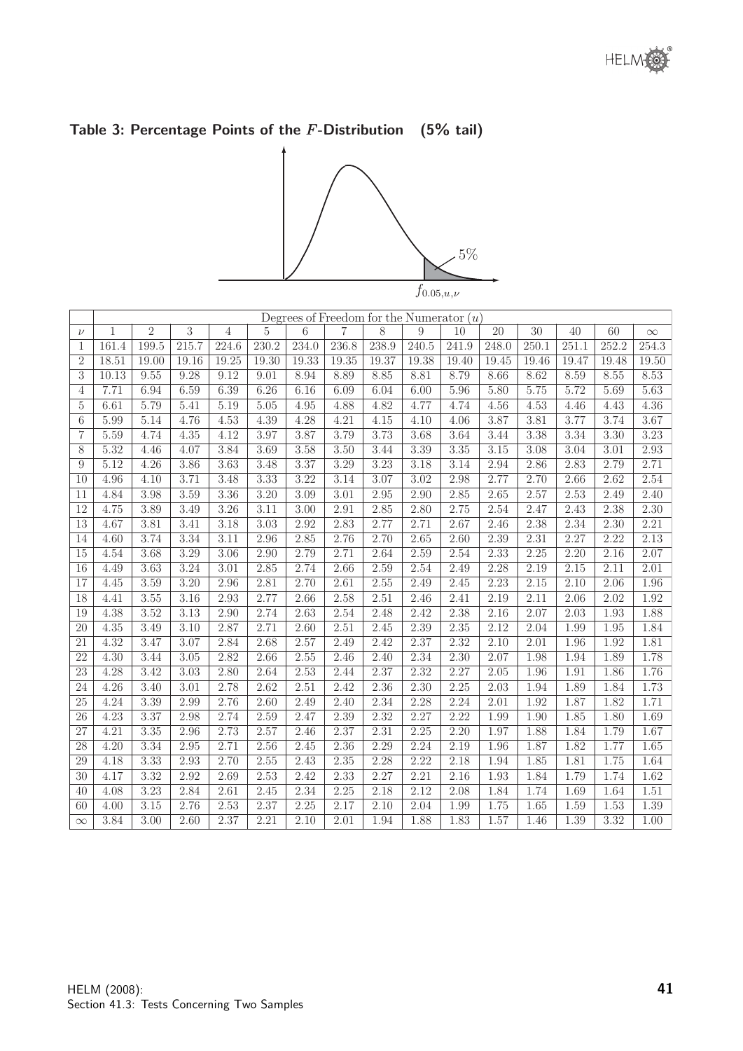## Table 3: Percentage Points of the $F$-Distribution (5% tail)

| | Degrees of Freedom for the Numerator ($u$) | | | | | | | | | | | | | | |
|---|---|---|---|---|---|---|---|---|---|---|---|---|---|---|---|
| $\nu$ | 1 | 2 | 3 | 4 | 5 | 6 | 7 | 8 | 9 | 10 | 20 | 30 | 40 | 60 | $\infty$ |
| 1 | 161.4 | 199.5 | 215.7 | 224.6 | 230.2 | 234.0 | 236.8 | 238.9 | 240.5 | 241.9 | 248.0 | 250.1 | 251.1 | 252.2 | 254.3 |
| 2 | 18.51 | 19.00 | 19.16 | 19.25 | 19.30 | 19.33 | 19.35 | 19.37 | 19.38 | 19.40 | 19.45 | 19.46 | 19.47 | 19.48 | 19.50 |
| 3 | 10.13 | 9.55 | 9.28 | 9.12 | 9.01 | 8.94 | 8.89 | 8.85 | 8.81 | 8.79 | 8.66 | 8.62 | 8.59 | 8.55 | 8.53 |
| 4 | 7.71 | 6.94 | 6.59 | 6.39 | 6.26 | 6.16 | 6.09 | 6.04 | 6.00 | 5.96 | 5.80 | 5.75 | 5.72 | 5.69 | 5.63 |
| 5 | 6.61 | 5.79 | 5.41 | 5.19 | 5.05 | 4.95 | 4.88 | 4.82 | 4.77 | 4.74 | 4.56 | 4.53 | 4.46 | 4.43 | 4.36 |
| 6 | 5.99 | 5.14 | 4.76 | 4.53 | 4.39 | 4.28 | 4.21 | 4.15 | 4.10 | 4.06 | 3.87 | 3.81 | 3.77 | 3.74 | 3.67 |
| 7 | 5.59 | 4.74 | 4.35 | 4.12 | 3.97 | 3.87 | 3.79 | 3.73 | 3.68 | 3.64 | 3.44 | 3.38 | 3.34 | 3.30 | 3.23 |
| 8 | 5.32 | 4.46 | 4.07 | 3.84 | 3.69 | 3.58 | 3.50 | 3.44 | 3.39 | 3.35 | 3.15 | 3.08 | 3.04 | 3.01 | 2.93 |
| 9 | 5.12 | 4.26 | 3.86 | 3.63 | 3.48 | 3.37 | 3.29 | 3.23 | 3.18 | 3.14 | 2.94 | 2.86 | 2.83 | 2.79 | 2.71 |
| 10 | 4.96 | 4.10 | 3.71 | 3.48 | 3.33 | 3.22 | 3.14 | 3.07 | 3.02 | 2.98 | 2.77 | 2.70 | 2.66 | 2.62 | 2.54 |
| 11 | 4.84 | 3.98 | 3.59 | 3.36 | 3.20 | 3.09 | 3.01 | 2.95 | 2.90 | 2.85 | 2.65 | 2.57 | 2.53 | 2.49 | 2.40 |
| 12 | 4.75 | 3.89 | 3.49 | 3.26 | 3.11 | 3.00 | 2.91 | 2.85 | 2.80 | 2.75 | 2.54 | 2.47 | 2.43 | 2.38 | 2.30 |
| 13 | 4.67 | 3.81 | 3.41 | 3.18 | 3.03 | 2.92 | 2.83 | 2.77 | 2.71 | 2.67 | 2.46 | 2.38 | 2.34 | 2.30 | 2.21 |
| 14 | 4.60 | 3.74 | 3.34 | 3.11 | 2.96 | 2.85 | 2.76 | 2.70 | 2.65 | 2.60 | 2.39 | 2.31 | 2.27 | 2.22 | 2.13 |
| 15 | 4.54 | 3.68 | 3.29 | 3.06 | 2.90 | 2.79 | 2.71 | 2.64 | 2.59 | 2.54 | 2.33 | 2.25 | 2.20 | 2.16 | 2.07 |
| 16 | 4.49 | 3.63 | 3.24 | 3.01 | 2.85 | 2.74 | 2.66 | 2.59 | 2.54 | 2.49 | 2.28 | 2.19 | 2.15 | 2.11 | 2.01 |
| 17 | 4.45 | 3.59 | 3.20 | 2.96 | 2.81 | 2.70 | 2.61 | 2.55 | 2.49 | 2.45 | 2.23 | 2.15 | 2.10 | 2.06 | 1.96 |
| 18 | 4.41 | 3.55 | 3.16 | 2.93 | 2.77 | 2.66 | 2.58 | 2.51 | 2.46 | 2.41 | 2.19 | 2.11 | 2.06 | 2.02 | 1.92 |
| 19 | 4.38 | 3.52 | 3.13 | 2.90 | 2.74 | 2.63 | 2.54 | 2.48 | 2.42 | 2.38 | 2.16 | 2.07 | 2.03 | 1.93 | 1.88 |
| 20 | 4.35 | 3.49 | 3.10 | 2.87 | 2.71 | 2.60 | 2.51 | 2.45 | 2.39 | 2.35 | 2.12 | 2.04 | 1.99 | 1.95 | 1.84 |
| 21 | 4.32 | 3.47 | 3.07 | 2.84 | 2.68 | 2.57 | 2.49 | 2.42 | 2.37 | 2.32 | 2.10 | 2.01 | 1.96 | 1.92 | 1.81 |
| 22 | 4.30 | 3.44 | 3.05 | 2.82 | 2.66 | 2.55 | 2.46 | 2.40 | 2.34 | 2.30 | 2.07 | 1.98 | 1.94 | 1.89 | 1.78 |
| 23 | 4.28 | 3.42 | 3.03 | 2.80 | 2.64 | 2.53 | 2.44 | 2.37 | 2.32 | 2.27 | 2.05 | 1.96 | 1.91 | 1.86 | 1.76 |
| 24 | 4.26 | 3.40 | 3.01 | 2.78 | 2.62 | 2.51 | 2.42 | 2.36 | 2.30 | 2.25 | 2.03 | 1.94 | 1.89 | 1.84 | 1.73 |
| 25 | 4.24 | 3.39 | 2.99 | 2.76 | 2.60 | 2.49 | 2.40 | 2.34 | 2.28 | 2.24 | 2.01 | 1.92 | 1.87 | 1.82 | 1.71 |
| 26 | 4.23 | 3.37 | 2.98 | 2.74 | 2.59 | 2.47 | 2.39 | 2.32 | 2.27 | 2.22 | 1.99 | 1.90 | 1.85 | 1.80 | 1.69 |
| 27 | 4.21 | 3.35 | 2.96 | 2.73 | 2.57 | 2.46 | 2.37 | 2.31 | 2.25 | 2.20 | 1.97 | 1.88 | 1.84 | 1.79 | 1.67 |
| 28 | 4.20 | 3.34 | 2.95 | 2.71 | 2.56 | 2.45 | 2.36 | 2.29 | 2.24 | 2.19 | 1.96 | 1.87 | 1.82 | 1.77 | 1.65 |
| 29 | 4.18 | 3.33 | 2.93 | 2.70 | 2.55 | 2.43 | 2.35 | 2.28 | 2.22 | 2.18 | 1.94 | 1.85 | 1.81 | 1.75 | 1.64 |
| 30 | 4.17 | 3.32 | 2.92 | 2.69 | 2.53 | 2.42 | 2.33 | 2.27 | 2.21 | 2.16 | 1.93 | 1.84 | 1.79 | 1.74 | 1.62 |
| 40 | 4.08 | 3.23 | 2.84 | 2.61 | 2.45 | 2.34 | 2.25 | 2.18 | 2.12 | 2.08 | 1.84 | 1.74 | 1.69 | 1.64 | 1.51 |
| 60 | 4.00 | 3.15 | 2.76 | 2.53 | 2.37 | 2.25 | 2.17 | 2.10 | 2.04 | 1.99 | 1.75 | 1.65 | 1.59 | 1.53 | 1.39 |
| $\infty$ | 3.84 | 3.00 | 2.60 | 2.37 | 2.21 | 2.10 | 2.01 | 1.94 | 1.88 | 1.83 | 1.57 | 1.46 | 1.39 | 3.32 | 1.00 |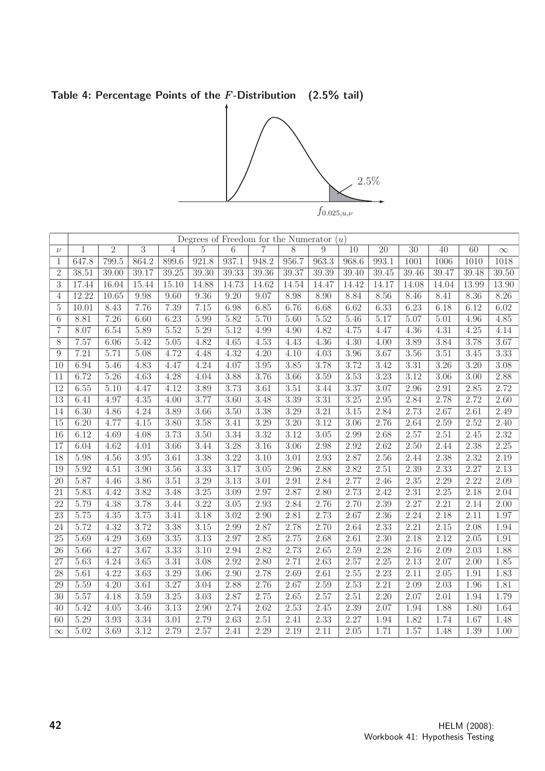**Table 4: Percentage Points of the $F$-Distribution (2.5% tail)**

2.5%

$f_{0.025,u,\nu}$

| | Degrees of Freedom for the Numerator ($u$) | | | | | | | | | | | | | | |
|---|---|---|---|---|---|---|---|---|---|---|---|---|---|---|---|
| $\nu$ | 1 | 2 | 3 | 4 | 5 | 6 | 7 | 8 | 9 | 10 | 20 | 30 | 40 | 60 | $\infty$ |
| 1 | 647.8 | 799.5 | 864.2 | 899.6 | 921.8 | 937.1 | 948.2 | 956.7 | 963.3 | 968.6 | 993.1 | 1001 | 1006 | 1010 | 1018 |
| 2 | 38.51 | 39.00 | 39.17 | 39.25 | 39.30 | 39.33 | 39.36 | 39.37 | 39.39 | 39.40 | 39.45 | 39.46 | 39.47 | 39.48 | 39.50 |
| 3 | 17.44 | 16.04 | 15.44 | 15.10 | 14.88 | 14.73 | 14.62 | 14.54 | 14.47 | 14.42 | 14.17 | 14.08 | 14.04 | 13.99 | 13.90 |
| 4 | 12.22 | 10.65 | 9.98 | 9.60 | 9.36 | 9.20 | 9.07 | 8.98 | 8.90 | 8.84 | 8.56 | 8.46 | 8.41 | 8.36 | 8.26 |
| 5 | 10.01 | 8.43 | 7.76 | 7.39 | 7.15 | 6.98 | 6.85 | 6.76 | 6.68 | 6.62 | 6.33 | 6.23 | 6.18 | 6.12 | 6.02 |
| 6 | 8.81 | 7.26 | 6.60 | 6.23 | 5.99 | 5.82 | 5.70 | 5.60 | 5.52 | 5.46 | 5.17 | 5.07 | 5.01 | 4.96 | 4.85 |
| 7 | 8.07 | 6.54 | 5.89 | 5.52 | 5.29 | 5.12 | 4.99 | 4.90 | 4.82 | 4.75 | 4.47 | 4.36 | 4.31 | 4.25 | 4.14 |
| 8 | 7.57 | 6.06 | 5.42 | 5.05 | 4.82 | 4.65 | 4.53 | 4.43 | 4.36 | 4.30 | 4.00 | 3.89 | 3.84 | 3.78 | 3.67 |
| 9 | 7.21 | 5.71 | 5.08 | 4.72 | 4.48 | 4.32 | 4.20 | 4.10 | 4.03 | 3.96 | 3.67 | 3.56 | 3.51 | 3.45 | 3.33 |
| 10 | 6.94 | 5.46 | 4.83 | 4.47 | 4.24 | 4.07 | 3.95 | 3.85 | 3.78 | 3.72 | 3.42 | 3.31 | 3.26 | 3.20 | 3.08 |
| 11 | 6.72 | 5.26 | 4.63 | 4.28 | 4.04 | 3.88 | 3.76 | 3.66 | 3.59 | 3.53 | 3.23 | 3.12 | 3.06 | 3.00 | 2.88 |
| 12 | 6.55 | 5.10 | 4.47 | 4.12 | 3.89 | 3.73 | 3.61 | 3.51 | 3.44 | 3.37 | 3.07 | 2.96 | 2.91 | 2.85 | 2.72 |
| 13 | 6.41 | 4.97 | 4.35 | 4.00 | 3.77 | 3.60 | 3.48 | 3.39 | 3.31 | 3.25 | 2.95 | 2.84 | 2.78 | 2.72 | 2.60 |
| 14 | 6.30 | 4.86 | 4.24 | 3.89 | 3.66 | 3.50 | 3.38 | 3.29 | 3.21 | 3.15 | 2.84 | 2.73 | 2.67 | 2.61 | 2.49 |
| 15 | 6.20 | 4.77 | 4.15 | 3.80 | 3.58 | 3.41 | 3.29 | 3.20 | 3.12 | 3.06 | 2.76 | 2.64 | 2.59 | 2.52 | 2.40 |
| 16 | 6.12 | 4.69 | 4.08 | 3.73 | 3.50 | 3.34 | 3.32 | 3.12 | 3.05 | 2.99 | 2.68 | 2.57 | 2.51 | 2.45 | 2.32 |
| 17 | 6.04 | 4.62 | 4.01 | 3.66 | 3.44 | 3.28 | 3.16 | 3.06 | 2.98 | 2.92 | 2.62 | 2.50 | 2.44 | 2.38 | 2.25 |
| 18 | 5.98 | 4.56 | 3.95 | 3.61 | 3.38 | 3.22 | 3.10 | 3.01 | 2.93 | 2.87 | 2.56 | 2.44 | 2.38 | 2.32 | 2.19 |
| 19 | 5.92 | 4.51 | 3.90 | 3.56 | 3.33 | 3.17 | 3.05 | 2.96 | 2.88 | 2.82 | 2.51 | 2.39 | 2.33 | 2.27 | 2.13 |
| 20 | 5.87 | 4.46 | 3.86 | 3.51 | 3.29 | 3.13 | 3.01 | 2.91 | 2.84 | 2.77 | 2.46 | 2.35 | 2.29 | 2.22 | 2.09 |
| 21 | 5.83 | 4.42 | 3.82 | 3.48 | 3.25 | 3.09 | 2.97 | 2.87 | 2.80 | 2.73 | 2.42 | 2.31 | 2.25 | 2.18 | 2.04 |
| 22 | 5.79 | 4.38 | 3.78 | 3.44 | 3.22 | 3.05 | 2.93 | 2.84 | 2.76 | 2.70 | 2.39 | 2.27 | 2.21 | 2.14 | 2.00 |
| 23 | 5.75 | 4.35 | 3.75 | 3.41 | 3.18 | 3.02 | 2.90 | 2.81 | 2.73 | 2.67 | 2.36 | 2.24 | 2.18 | 2.11 | 1.97 |
| 24 | 5.72 | 4.32 | 3.72 | 3.38 | 3.15 | 2.99 | 2.87 | 2.78 | 2.70 | 2.64 | 2.33 | 2.21 | 2.15 | 2.08 | 1.94 |
| 25 | 5.69 | 4.29 | 3.69 | 3.35 | 3.13 | 2.97 | 2.85 | 2.75 | 2.68 | 2.61 | 2.30 | 2.18 | 2.12 | 2.05 | 1.91 |
| 26 | 5.66 | 4.27 | 3.67 | 3.33 | 3.10 | 2.94 | 2.82 | 2.73 | 2.65 | 2.59 | 2.28 | 2.16 | 2.09 | 2.03 | 1.88 |
| 27 | 5.63 | 4.24 | 3.65 | 3.31 | 3.08 | 2.92 | 2.80 | 2.71 | 2.63 | 2.57 | 2.25 | 2.13 | 2.07 | 2.00 | 1.85 |
| 28 | 5.61 | 4.22 | 3.63 | 3.29 | 3.06 | 2.90 | 2.78 | 2.69 | 2.61 | 2.55 | 2.23 | 2.11 | 2.05 | 1.91 | 1.83 |
| 29 | 5.59 | 4.20 | 3.61 | 3.27 | 3.04 | 2.88 | 2.76 | 2.67 | 2.59 | 2.53 | 2.21 | 2.09 | 2.03 | 1.96 | 1.81 |
| 30 | 5.57 | 4.18 | 3.59 | 3.25 | 3.03 | 2.87 | 2.75 | 2.65 | 2.57 | 2.51 | 2.20 | 2.07 | 2.01 | 1.94 | 1.79 |
| 40 | 5.42 | 4.05 | 3.46 | 3.13 | 2.90 | 2.74 | 2.62 | 2.53 | 2.45 | 2.39 | 2.07 | 1.94 | 1.88 | 1.80 | 1.64 |
| 60 | 5.29 | 3.93 | 3.34 | 3.01 | 2.79 | 2.63 | 2.51 | 2.41 | 2.33 | 2.27 | 1.94 | 1.82 | 1.74 | 1.67 | 1.48 |
| $\infty$ | 5.02 | 3.69 | 3.12 | 2.79 | 2.57 | 2.41 | 2.29 | 2.19 | 2.11 | 2.05 | 1.71 | 1.57 | 1.48 | 1.39 | 1.00 |